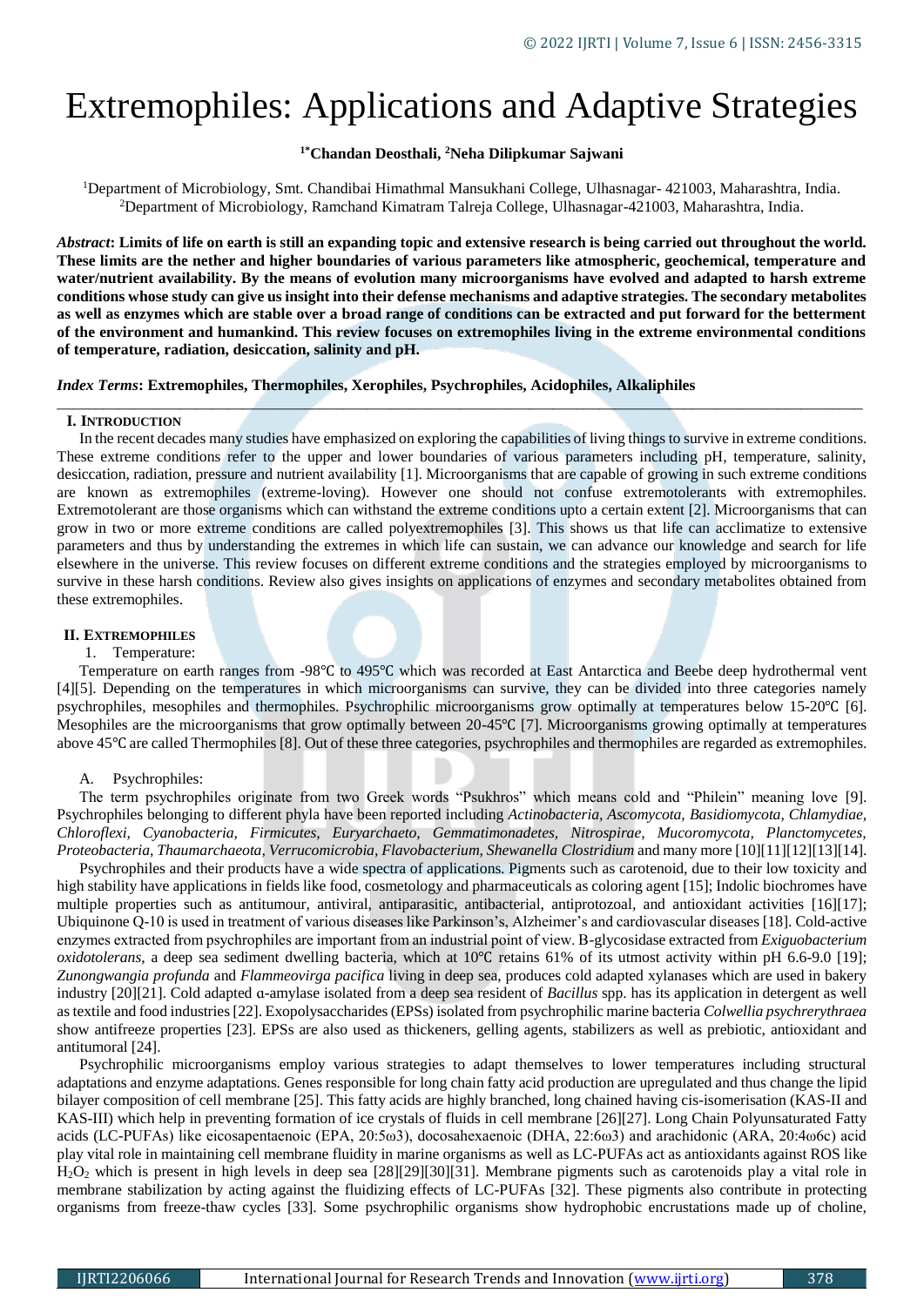# Extremophiles: Applications and Adaptive Strategies

**[1*]Chandan Deosthali, [2]Neha Dilipkumar Sajwani**

[1]Department of Microbiology, Smt. Chandibai Himathmal Mansukhani College, Ulhasnagar- 421003, Maharashtra, India.
[2]Department of Microbiology, Ramchand Kimatram Talreja College, Ulhasnagar-421003, Maharashtra, India.

***Abstract*: Limits of life on earth is still an expanding topic and extensive research is being carried out throughout the world. These limits are the nether and higher boundaries of various parameters like atmospheric, geochemical, temperature and water/nutrient availability. By the means of evolution many microorganisms have evolved and adapted to harsh extreme conditions whose study can give us insight into their defense mechanisms and adaptive strategies. The secondary metabolites as well as enzymes which are stable over a broad range of conditions can be extracted and put forward for the betterment of the environment and humankind. This review focuses on extremophiles living in the extreme environmental conditions of temperature, radiation, desiccation, salinity and pH.**

***Index Terms*: Extremophiles, Thermophiles, Xerophiles, Psychrophiles, Acidophiles, Alkaliphiles**

## I. Introduction

In the recent decades many studies have emphasized on exploring the capabilities of living things to survive in extreme conditions. These extreme conditions refer to the upper and lower boundaries of various parameters including pH, temperature, salinity, desiccation, radiation, pressure and nutrient availability [1]. Microorganisms that are capable of growing in such extreme conditions are known as extremophiles (extreme-loving). However one should not confuse extremotolerants with extremophiles. Extremotolerant are those organisms which can withstand the extreme conditions upto a certain extent [2]. Microorganisms that can grow in two or more extreme conditions are called polyextremophiles [3]. This shows us that life can acclimatize to extensive parameters and thus by understanding the extremes in which life can sustain, we can advance our knowledge and search for life elsewhere in the universe. This review focuses on different extreme conditions and the strategies employed by microorganisms to survive in these harsh conditions. Review also gives insights on applications of enzymes and secondary metabolites obtained from these extremophiles.

## II. Extremophiles

1. Temperature:

Temperature on earth ranges from -98℃ to 495℃ which was recorded at East Antarctica and Beebe deep hydrothermal vent [4][5]. Depending on the temperatures in which microorganisms can survive, they can be divided into three categories namely psychrophiles, mesophiles and thermophiles. Psychrophilic microorganisms grow optimally at temperatures below 15-20℃ [6]. Mesophiles are the microorganisms that grow optimally between 20-45℃ [7]. Microorganisms growing optimally at temperatures above 45℃ are called Thermophiles [8]. Out of these three categories, psychrophiles and thermophiles are regarded as extremophiles.

A. Psychrophiles:

The term psychrophiles originate from two Greek words "Psukhros" which means cold and "Philein" meaning love [9]. Psychrophiles belonging to different phyla have been reported including *Actinobacteria, Ascomycota, Basidiomycota, Chlamydiae, Chloroflexi, Cyanobacteria, Firmicutes, Euryarchaeto, Gemmatimonadetes, Nitrospirae, Mucoromycota, Planctomycetes, Proteobacteria, Thaumarchaeota, Verrucomicrobia, Flavobacterium, Shewanella Clostridium* and many more [10][11][12][13][14].

Psychrophiles and their products have a wide spectra of applications. Pigments such as carotenoid, due to their low toxicity and high stability have applications in fields like food, cosmetology and pharmaceuticals as coloring agent [15]; Indolic biochromes have multiple properties such as antitumour, antiviral, antiparasitic, antibacterial, antiprotozoal, and antioxidant activities [16][17]; Ubiquinone Q-10 is used in treatment of various diseases like Parkinson's, Alzheimer's and cardiovascular diseases [18]. Cold-active enzymes extracted from psychrophiles are important from an industrial point of view. Β-glycosidase extracted from *Exiguobacterium oxidotolerans*, a deep sea sediment dwelling bacteria, which at 10℃ retains 61% of its utmost activity within pH 6.6-9.0 [19]; *Zunongwangia profunda* and *Flammeovirga pacifica* living in deep sea, produces cold adapted xylanases which are used in bakery industry [20][21]. Cold adapted α-amylase isolated from a deep sea resident of *Bacillus* spp. has its application in detergent as well as textile and food industries [22]. Exopolysaccharides (EPSs) isolated from psychrophilic marine bacteria *Colwellia psychrerythraea* show antifreeze properties [23]. EPSs are also used as thickeners, gelling agents, stabilizers as well as prebiotic, antioxidant and antitumoral [24].

Psychrophilic microorganisms employ various strategies to adapt themselves to lower temperatures including structural adaptations and enzyme adaptations. Genes responsible for long chain fatty acid production are upregulated and thus change the lipid bilayer composition of cell membrane [25]. This fatty acids are highly branched, long chained having cis-isomerisation (KAS-II and KAS-III) which help in preventing formation of ice crystals of fluids in cell membrane [26][27]. Long Chain Polyunsaturated Fatty acids (LC-PUFAs) like eicosapentaenoic (EPA, 20:5ω3), docosahexaenoic (DHA, 22:6ω3) and arachidonic (ARA, 20:4ω6c) acid play vital role in maintaining cell membrane fluidity in marine organisms as well as LC-PUFAs act as antioxidants against ROS like $H_2O_2$ which is present in high levels in deep sea [28][29][30][31]. Membrane pigments such as carotenoids play a vital role in membrane stabilization by acting against the fluidizing effects of LC-PUFAs [32]. These pigments also contribute in protecting organisms from freeze-thaw cycles [33]. Some psychrophilic organisms show hydrophobic encrustations made up of choline,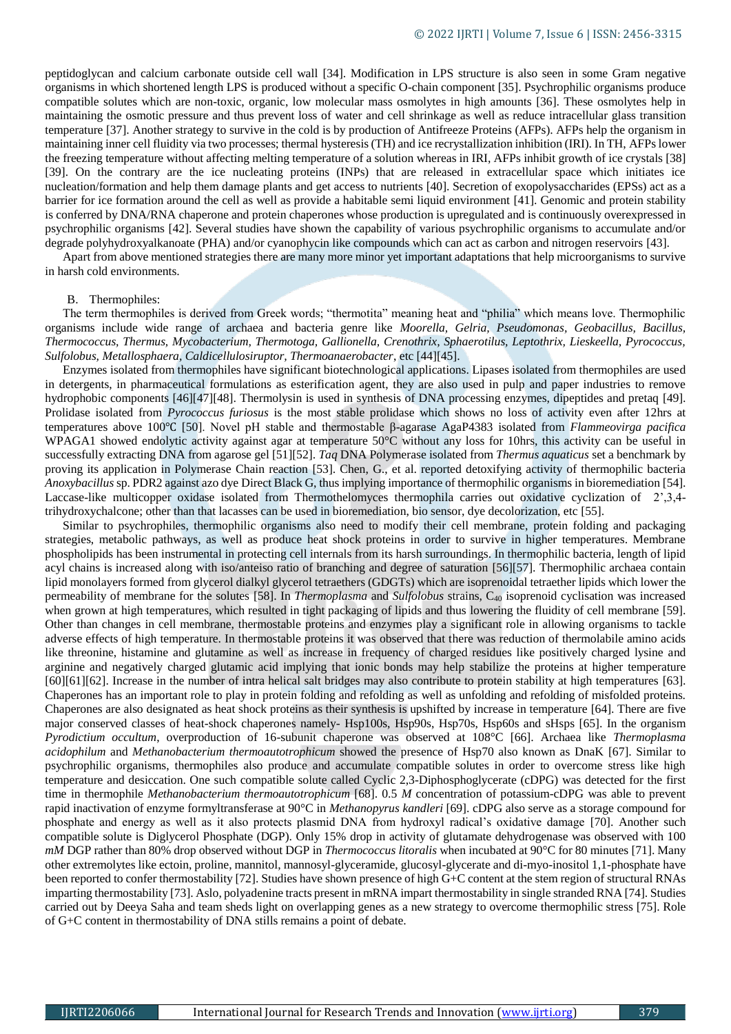peptidoglycan and calcium carbonate outside cell wall [34]. Modification in LPS structure is also seen in some Gram negative organisms in which shortened length LPS is produced without a specific O-chain component [35]. Psychrophilic organisms produce compatible solutes which are non-toxic, organic, low molecular mass osmolytes in high amounts [36]. These osmolytes help in maintaining the osmotic pressure and thus prevent loss of water and cell shrinkage as well as reduce intracellular glass transition temperature [37]. Another strategy to survive in the cold is by production of Antifreeze Proteins (AFPs). AFPs help the organism in maintaining inner cell fluidity via two processes; thermal hysteresis (TH) and ice recrystallization inhibition (IRI). In TH, AFPs lower the freezing temperature without affecting melting temperature of a solution whereas in IRI, AFPs inhibit growth of ice crystals [38] [39]. On the contrary are the ice nucleating proteins (INPs) that are released in extracellular space which initiates ice nucleation/formation and help them damage plants and get access to nutrients [40]. Secretion of exopolysaccharides (EPSs) act as a barrier for ice formation around the cell as well as provide a habitable semi liquid environment [41]. Genomic and protein stability is conferred by DNA/RNA chaperone and protein chaperones whose production is upregulated and is continuously overexpressed in psychrophilic organisms [42]. Several studies have shown the capability of various psychrophilic organisms to accumulate and/or degrade polyhydroxyalkanoate (PHA) and/or cyanophycin like compounds which can act as carbon and nitrogen reservoirs [43].

Apart from above mentioned strategies there are many more minor yet important adaptations that help microorganisms to survive in harsh cold environments.

### B. Thermophiles:

The term thermophiles is derived from Greek words; "thermotita" meaning heat and "philia" which means love. Thermophilic organisms include wide range of archaea and bacteria genre like *Moorella, Gelria, Pseudomonas, Geobacillus, Bacillus, Thermococcus, Thermus, Mycobacterium, Thermotoga, Gallionella, Crenothrix, Sphaerotilus, Leptothrix, Lieskeella, Pyrococcus, Sulfolobus, Metallosphaera, Caldicellulosiruptor, Thermoanaerobacter*, etc [44][45].

Enzymes isolated from thermophiles have significant biotechnological applications. Lipases isolated from thermophiles are used in detergents, in pharmaceutical formulations as esterification agent, they are also used in pulp and paper industries to remove hydrophobic components [46][47][48]. Thermolysin is used in synthesis of DNA processing enzymes, dipeptides and pretaq [49]. Prolidase isolated from *Pyrococcus furiosus* is the most stable prolidase which shows no loss of activity even after 12hrs at temperatures above 100℃ [50]. Novel pH stable and thermostable β-agarase AgaP4383 isolated from *Flammeovirga pacifica* WPAGA1 showed endolytic activity against agar at temperature 50°C without any loss for 10hrs, this activity can be useful in successfully extracting DNA from agarose gel [51][52]. *Taq* DNA Polymerase isolated from *Thermus aquaticus* set a benchmark by proving its application in Polymerase Chain reaction [53]. Chen, G., et al. reported detoxifying activity of thermophilic bacteria *Anoxybacillus* sp. PDR2 against azo dye Direct Black G, thus implying importance of thermophilic organisms in bioremediation [54]. Laccase-like multicopper oxidase isolated from Thermothelomyces thermophila carries out oxidative cyclization of 2',3,4-trihydroxychalcone; other than that lacasses can be used in bioremediation, bio sensor, dye decolorization, etc [55].

Similar to psychrophiles, thermophilic organisms also need to modify their cell membrane, protein folding and packaging strategies, metabolic pathways, as well as produce heat shock proteins in order to survive in higher temperatures. Membrane phospholipids has been instrumental in protecting cell internals from its harsh surroundings. In thermophilic bacteria, length of lipid acyl chains is increased along with iso/anteiso ratio of branching and degree of saturation [56][57]. Thermophilic archaea contain lipid monolayers formed from glycerol dialkyl glycerol tetraethers (GDGTs) which are isoprenoidal tetraether lipids which lower the permeability of membrane for the solutes [58]. In *Thermoplasma* and *Sulfolobus* strains, $C_{40}$ isoprenoid cyclisation was increased when grown at high temperatures, which resulted in tight packaging of lipids and thus lowering the fluidity of cell membrane [59]. Other than changes in cell membrane, thermostable proteins and enzymes play a significant role in allowing organisms to tackle adverse effects of high temperature. In thermostable proteins it was observed that there was reduction of thermolabile amino acids like threonine, histamine and glutamine as well as increase in frequency of charged residues like positively charged lysine and arginine and negatively charged glutamic acid implying that ionic bonds may help stabilize the proteins at higher temperature [60][61][62]. Increase in the number of intra helical salt bridges may also contribute to protein stability at high temperatures [63]. Chaperones has an important role to play in protein folding and refolding as well as unfolding and refolding of misfolded proteins. Chaperones are also designated as heat shock proteins as their synthesis is upshifted by increase in temperature [64]. There are five major conserved classes of heat-shock chaperones namely- Hsp100s, Hsp90s, Hsp70s, Hsp60s and sHsps [65]. In the organism *Pyrodictium occultum*, overproduction of 16-subunit chaperone was observed at 108°C [66]. Archaea like *Thermoplasma acidophilum* and *Methanobacterium thermoautotrophicum* showed the presence of Hsp70 also known as DnaK [67]. Similar to psychrophilic organisms, thermophiles also produce and accumulate compatible solutes in order to overcome stress like high temperature and desiccation. One such compatible solute called Cyclic 2,3-Diphosphoglycerate (cDPG) was detected for the first time in thermophile *Methanobacterium thermoautotrophicum* [68]. 0.5 *M* concentration of potassium-cDPG was able to prevent rapid inactivation of enzyme formyltransferase at 90°C in *Methanopyrus kandleri* [69]. cDPG also serve as a storage compound for phosphate and energy as well as it also protects plasmid DNA from hydroxyl radical's oxidative damage [70]. Another such compatible solute is Diglycerol Phosphate (DGP). Only 15% drop in activity of glutamate dehydrogenase was observed with 100 *mM* DGP rather than 80% drop observed without DGP in *Thermococcus litoralis* when incubated at 90°C for 80 minutes [71]. Many other extremolytes like ectoin, proline, mannitol, mannosyl-glyceramide, glucosyl-glycerate and di-myo-inositol 1,1-phosphate have been reported to confer thermostability [72]. Studies have shown presence of high G+C content at the stem region of structural RNAs imparting thermostability [73]. Aslo, polyadenine tracts present in mRNA impart thermostability in single stranded RNA [74]. Studies carried out by Deeya Saha and team sheds light on overlapping genes as a new strategy to overcome thermophilic stress [75]. Role of G+C content in thermostability of DNA stills remains a point of debate.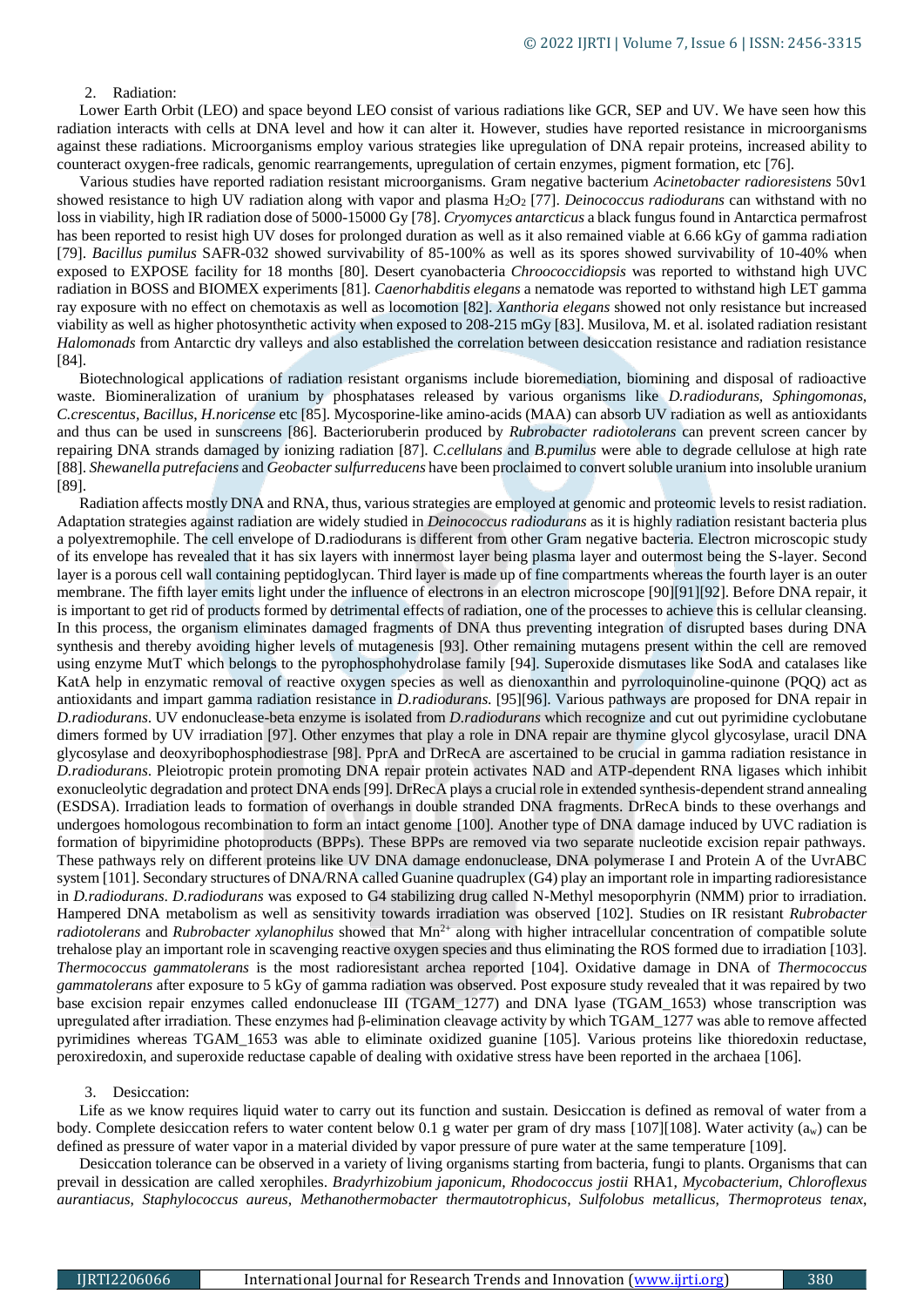2. Radiation:

Lower Earth Orbit (LEO) and space beyond LEO consist of various radiations like GCR, SEP and UV. We have seen how this radiation interacts with cells at DNA level and how it can alter it. However, studies have reported resistance in microorganisms against these radiations. Microorganisms employ various strategies like upregulation of DNA repair proteins, increased ability to counteract oxygen-free radicals, genomic rearrangements, upregulation of certain enzymes, pigment formation, etc [76].

Various studies have reported radiation resistant microorganisms. Gram negative bacterium *Acinetobacter radioresistens* 50v1 showed resistance to high UV radiation along with vapor and plasma $H_2O_2$ [77]. *Deinococcus radiodurans* can withstand with no loss in viability, high IR radiation dose of 5000-15000 Gy [78]. *Cryomyces antarcticus* a black fungus found in Antarctica permafrost has been reported to resist high UV doses for prolonged duration as well as it also remained viable at 6.66 kGy of gamma radiation [79]. *Bacillus pumilus* SAFR-032 showed survivability of 85-100% as well as its spores showed survivability of 10-40% when exposed to EXPOSE facility for 18 months [80]. Desert cyanobacteria *Chroococcidiopsis* was reported to withstand high UVC radiation in BOSS and BIOMEX experiments [81]. *Caenorhabditis elegans* a nematode was reported to withstand high LET gamma ray exposure with no effect on chemotaxis as well as locomotion [82]. *Xanthoria elegans* showed not only resistance but increased viability as well as higher photosynthetic activity when exposed to 208-215 mGy [83]. Musilova, M. et al. isolated radiation resistant *Halomonads* from Antarctic dry valleys and also established the correlation between desiccation resistance and radiation resistance [84].

Biotechnological applications of radiation resistant organisms include bioremediation, biomining and disposal of radioactive waste. Biomineralization of uranium by phosphatases released by various organisms like *D.radiodurans*, *Sphingomonas*, *C.crescentus*, *Bacillus*, *H.noricense* etc [85]. Mycosporine-like amino-acids (MAA) can absorb UV radiation as well as antioxidants and thus can be used in sunscreens [86]. Bacterioruberin produced by *Rubrobacter radiotolerans* can prevent screen cancer by repairing DNA strands damaged by ionizing radiation [87]. *C.cellulans* and *B.pumilus* were able to degrade cellulose at high rate [88]. *Shewanella putrefaciens* and *Geobacter sulfurreducens* have been proclaimed to convert soluble uranium into insoluble uranium [89].

Radiation affects mostly DNA and RNA, thus, various strategies are employed at genomic and proteomic levels to resist radiation. Adaptation strategies against radiation are widely studied in *Deinococcus radiodurans* as it is highly radiation resistant bacteria plus a polyextremophile. The cell envelope of D.radiodurans is different from other Gram negative bacteria. Electron microscopic study of its envelope has revealed that it has six layers with innermost layer being plasma layer and outermost being the S-layer. Second layer is a porous cell wall containing peptidoglycan. Third layer is made up of fine compartments whereas the fourth layer is an outer membrane. The fifth layer emits light under the influence of electrons in an electron microscope [90][91][92]. Before DNA repair, it is important to get rid of products formed by detrimental effects of radiation, one of the processes to achieve this is cellular cleansing. In this process, the organism eliminates damaged fragments of DNA thus preventing integration of disrupted bases during DNA synthesis and thereby avoiding higher levels of mutagenesis [93]. Other remaining mutagens present within the cell are removed using enzyme MutT which belongs to the pyrophosphohydrolase family [94]. Superoxide dismutases like SodA and catalases like KatA help in enzymatic removal of reactive oxygen species as well as dienoxanthin and pyrroloquinoline-quinone (PQQ) act as antioxidants and impart gamma radiation resistance in *D.radiodurans*. [95][96]. Various pathways are proposed for DNA repair in *D.radiodurans*. UV endonuclease-beta enzyme is isolated from *D.radiodurans* which recognize and cut out pyrimidine cyclobutane dimers formed by UV irradiation [97]. Other enzymes that play a role in DNA repair are thymine glycol glycosylase, uracil DNA glycosylase and deoxyribophosphodiestrase [98]. PprA and DrRecA are ascertained to be crucial in gamma radiation resistance in *D.radiodurans*. Pleiotropic protein promoting DNA repair protein activates NAD and ATP-dependent RNA ligases which inhibit exonucleolytic degradation and protect DNA ends [99]. DrRecA plays a crucial role in extended synthesis-dependent strand annealing (ESDSA). Irradiation leads to formation of overhangs in double stranded DNA fragments. DrRecA binds to these overhangs and undergoes homologous recombination to form an intact genome [100]. Another type of DNA damage induced by UVC radiation is formation of bipyrimidine photoproducts (BPPs). These BPPs are removed via two separate nucleotide excision repair pathways. These pathways rely on different proteins like UV DNA damage endonuclease, DNA polymerase I and Protein A of the UvrABC system [101]. Secondary structures of DNA/RNA called Guanine quadruplex (G4) play an important role in imparting radioresistance in *D.radiodurans*. *D.radiodurans* was exposed to G4 stabilizing drug called N-Methyl mesoporphyrin (NMM) prior to irradiation. Hampered DNA metabolism as well as sensitivity towards irradiation was observed [102]. Studies on IR resistant *Rubrobacter radiotolerans* and *Rubrobacter xylanophilus* showed that $Mn^{2+}$ along with higher intracellular concentration of compatible solute trehalose play an important role in scavenging reactive oxygen species and thus eliminating the ROS formed due to irradiation [103]. *Thermococcus gammatolerans* is the most radioresistant archea reported [104]. Oxidative damage in DNA of *Thermococcus gammatolerans* after exposure to 5 kGy of gamma radiation was observed. Post exposure study revealed that it was repaired by two base excision repair enzymes called endonuclease III (TGAM_1277) and DNA lyase (TGAM_1653) whose transcription was upregulated after irradiation. These enzymes had β-elimination cleavage activity by which TGAM_1277 was able to remove affected pyrimidines whereas TGAM_1653 was able to eliminate oxidized guanine [105]. Various proteins like thioredoxin reductase, peroxiredoxin, and superoxide reductase capable of dealing with oxidative stress have been reported in the archaea [106].

3. Desiccation:

Life as we know requires liquid water to carry out its function and sustain. Desiccation is defined as removal of water from a body. Complete desiccation refers to water content below 0.1 g water per gram of dry mass [107][108]. Water activity ($a_w$) can be defined as pressure of water vapor in a material divided by vapor pressure of pure water at the same temperature [109].

Desiccation tolerance can be observed in a variety of living organisms starting from bacteria, fungi to plants. Organisms that can prevail in dessication are called xerophiles. *Bradyrhizobium japonicum*, *Rhodococcus jostii* RHA1, *Mycobacterium*, *Chloroflexus aurantiacus*, *Staphylococcus aureus*, *Methanothermobacter thermautotrophicus*, *Sulfolobus metallicus*, *Thermoproteus tenax*,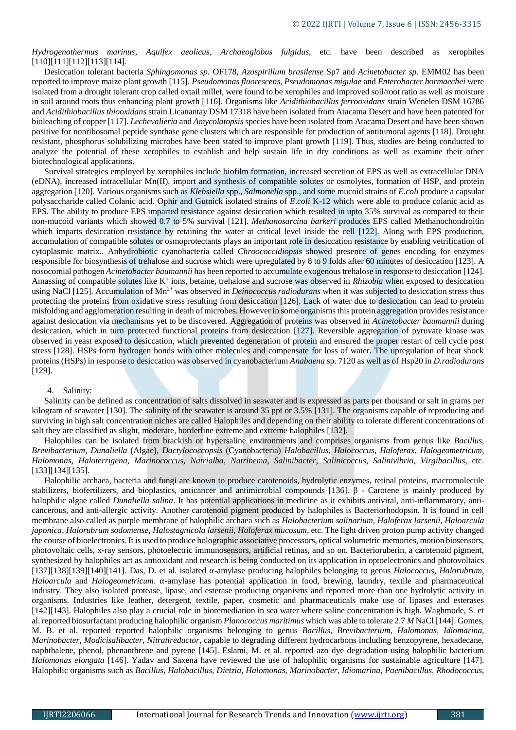*Hydrogenothermus marinus*, *Aquifex aeolicus*, *Archaeoglobus fulgidus*, etc. have been described as xerophiles [110][111][112][113][114].

Desiccation tolerant bacteria *Sphingomonas sp.* OF178, *Azospirillum brasilense* Sp7 and *Acinetobacter sp.* EMM02 has been reported to improve maize plant growth [115]. *Pseudomonas fluorescens*, *Pseudomonas migulae* and *Enterobacter hormaechei* were isolated from a drought tolerant crop called oxtail millet, were found to be xerophiles and improved soil/root ratio as well as moisture in soil around roots thus enhancing plant growth [116]. Organisms like *Acidithiobacillus ferrooxidans* strain Wenelen DSM 16786 and *Acidithiobacillus thiooxidans* strain Licanantay DSM 17318 have been isolated from Atacama Desert and have been patented for bioleaching of copper [117]. *Lechevalieria* and *Amycolatopsis* species have been isolated from Atacama Desert and have been shown positive for nonribosomal peptide synthase gene clusters which are responsible for production of antitumoral agents [118]. Drought resistant, phosphorus solubilizing microbes have been stated to improve plant growth [119]. Thus, studies are being conducted to analyze the potential of these xerophiles to establish and help sustain life in dry conditions as well as examine their other biotechnological applications.

Survival strategies employed by xerophiles include biofilm formation, increased secretion of EPS as well as extracellular DNA (eDNA), increased intracellular Mn(II), import and synthesis of compatible solutes or osmolytes, formation of HSP, and protein aggregation [120]. Various organisms such as *Klebsiella* spp., *Salmonella* spp., and some mucoid strains of *E.coli* produce a capsular polysaccharide called Colanic acid. Ophir and Gutnick isolated strains of *E.coli* K-12 which were able to produce colanic acid as EPS. The ability to produce EPS imparted resistance against desiccation which resulted in upto 35% survival as compared to their non-mucoid variants which showed 0.7 to 5% survival [121]. *Methanosarcina barkeri* produces EPS called Methanochondroitin which imparts desiccation resistance by retaining the water at critical level inside the cell [122]. Along with EPS production, accumulation of compatible solutes or osmoprotectants plays an important role in desiccation resistance by enabling vetrification of cytoplasmic matrix.. Anhydrobiotic cyanobacteria called *Chroococcidiopsis* showed presence of genes encoding for enzymes responsible for biosynthesis of trehalose and sucrose which were upregulated by 8 to 9 folds after 60 minutes of desiccation [123]. A nosocomial pathogen *Acinetobacter baumannii* has been reported to accumulate exogenous trehalose in response to desiccation [124]. Amassing of compatible solutes like $K^+$ ions, betaine, trehalose and sucrose was observed in *Rhizobia* when exposed to desiccation using NaCl [125]. Accumulation of $Mn^{2+}$ was observed in *Deinococcus radiodurans* when it was subjected to desiccation stress thus protecting the proteins from oxidative stress resulting from desiccation [126]. Lack of water due to desiccation can lead to protein misfolding and agglomeration resulting in death of microbes. However in some organisms this protein aggregation provides resistance against desiccation via mechanisms yet to be discovered. Aggregation of proteins was observed in *Acinetobacter baumannii* during desiccation, which in turn protected functional proteins from desiccation [127]. Reversible aggregation of pyruvate kinase was observed in yeast exposed to desiccation, which prevented degeneration of protein and ensured the proper restart of cell cycle post stress [128]. HSPs form hydrogen bonds with other molecules and compensate for loss of water. The upregulation of heat shock proteins (HSPs) in response to desiccation was observed in cyanobacterium *Anabaena* sp. 7120 as well as of Hsp20 in *D.radiodurans* [129].

4. Salinity:

Salinity can be defined as concentration of salts dissolved in seawater and is expressed as parts per thousand or salt in grams per kilogram of seawater [130]. The salinity of the seawater is around 35 ppt or 3.5% [131]. The organisms capable of reproducing and surviving in high salt concentration niches are called Halophiles and depending on their ability to tolerate different concentrations of salt they are classified as slight, moderate, borderline extreme and extreme halophiles [132].

Halophiles can be isolated from brackish or hypersaline environments and comprises organisms from genus like *Bacillus*, *Brevibacterium*, *Dunaliella* (Algae), *Dactylococcopsis* (Cyanobacteria) *Halobacillus*, *Halococcus*, *Haloferax*, *Halogeometricum*, *Halomonas*, *Haloterrigena*, *Marinococcus*, *Natrialba*, *Natrinema*, *Salinibacter*, *Salinicoccus*, *Salinivibrio*, *Virgibacillus*, etc. [133][134][135].

Halophilic archaea, bacteria and fungi are known to produce carotenoids, hydrolytic enzymes, retinal proteins, macromolecule stabilizers, biofertilizers, and bioplastics, anticancer and antimicrobial compounds [136]. β - Carotene is mainly produced by halophilic algae called *Dunaliella salina*. It has potential applications in medicine as it exhibits antiviral, anti-inflammatory, anti-cancerous, and anti-allergic activity. Another carotenoid pigment produced by halophiles is Bacteriorhodopsin. It is found in cell membrane also called as purple membrane of halophilic archaea such as *Halobacterium salinarium*, *Haloferax larsenii*, *Haloarcula japonica*, *Halorubrum sodomense*, *Halostagnicola larsenii*, *Haloferax mucosum*, etc. The light driven proton pump activity changed the course of bioelectronics. It is used to produce holographic associative processors, optical volumetric memories, motion biosensors, photovoltaic cells, x-ray sensors, photoelectric immunosensors, artificial retinas, and so on. Bacterioruberin, a carotenoid pigment, synthesized by halophiles act as antioxidant and research is being conducted on its application in optoelectronics and photovoltaics [137][138][139][140][141]. Das, D. et al. isolated α-amylase producing halophiles belonging to genus *Halococcus*, *Halorubrum*, *Haloarcula* and *Halogeometricum*. α-amylase has potential application in food, brewing, laundry, textile and pharmaceutical industry. They also isolated protease, lipase, and esterase producing organisms and reported more than one hydrolytic activity in organisms. Industries like leather, detergent, textile, paper, cosmetic and pharmaceuticals make use of lipases and esterases [142][143]. Halophiles also play a crucial role in bioremediation in sea water where saline concentration is high. Waghmode, S. et al. reported biosurfactant producing halophilic organism *Planococcus maritimus* which was able to tolerate 2.7 *M* NaCl [144]. Gomes, M. B. et al. reported reported halophilic organisms belonging to genus *Bacillus*, *Brevibacterium*, *Halomonas*, *Idiomarina*, *Marinobacter*, *Modicisalibacter*, *Nitratireductor*, capable to degrading different hydrocarbons including benzopyrene, hexadecane, naphthalene, phenol, phenanthrene and pyrene [145]. Eslami, M. et al. reported azo dye degradation using halophilic bacterium *Halomonas elongata* [146]. Yadav and Saxena have reviewed the use of halophilic organisms for sustainable agriculture [147]. Halophilic organisms such as *Bacillus*, *Halobacillus*, *Dietzia*, *Halomonas*, *Marinobacter*, *Idiomarina*, *Paenibacillus*, *Rhodococcus*,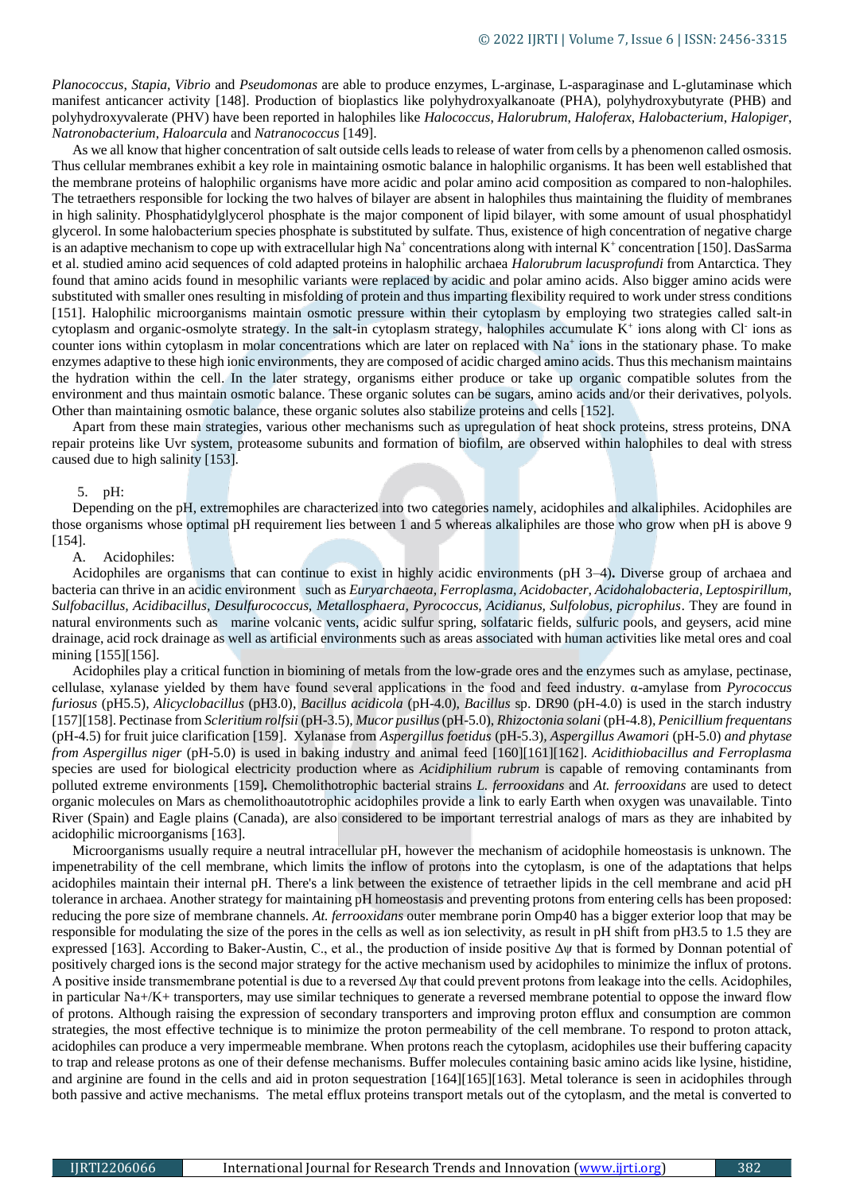*Planococcus, Stapia, Vibrio* and *Pseudomonas* are able to produce enzymes, L-arginase, L-asparaginase and L-glutaminase which manifest anticancer activity [148]. Production of bioplastics like polyhydroxyalkanoate (PHA), polyhydroxybutyrate (PHB) and polyhydroxyvalerate (PHV) have been reported in halophiles like *Halococcus, Halorubrum, Haloferax, Halobacterium, Halopiger, Natronobacterium, Haloarcula* and *Natranococcus* [149].

As we all know that higher concentration of salt outside cells leads to release of water from cells by a phenomenon called osmosis. Thus cellular membranes exhibit a key role in maintaining osmotic balance in halophilic organisms. It has been well established that the membrane proteins of halophilic organisms have more acidic and polar amino acid composition as compared to non-halophiles. The tetraethers responsible for locking the two halves of bilayer are absent in halophiles thus maintaining the fluidity of membranes in high salinity. Phosphatidylglycerol phosphate is the major component of lipid bilayer, with some amount of usual phosphatidyl glycerol. In some halobacterium species phosphate is substituted by sulfate. Thus, existence of high concentration of negative charge is an adaptive mechanism to cope up with extracellular high $Na^+$ concentrations along with internal $K^+$ concentration [150]. DasSarma et al. studied amino acid sequences of cold adapted proteins in halophilic archaea *Halorubrum lacusprofundi* from Antarctica. They found that amino acids found in mesophilic variants were replaced by acidic and polar amino acids. Also bigger amino acids were substituted with smaller ones resulting in misfolding of protein and thus imparting flexibility required to work under stress conditions [151]. Halophilic microorganisms maintain osmotic pressure within their cytoplasm by employing two strategies called salt-in cytoplasm and organic-osmolyte strategy. In the salt-in cytoplasm strategy, halophiles accumulate $K^+$ ions along with $Cl^-$ ions as counter ions within cytoplasm in molar concentrations which are later on replaced with $Na^+$ ions in the stationary phase. To make enzymes adaptive to these high ionic environments, they are composed of acidic charged amino acids. Thus this mechanism maintains the hydration within the cell. In the later strategy, organisms either produce or take up organic compatible solutes from the environment and thus maintain osmotic balance. These organic solutes can be sugars, amino acids and/or their derivatives, polyols. Other than maintaining osmotic balance, these organic solutes also stabilize proteins and cells [152].

Apart from these main strategies, various other mechanisms such as upregulation of heat shock proteins, stress proteins, DNA repair proteins like Uvr system, proteasome subunits and formation of biofilm, are observed within halophiles to deal with stress caused due to high salinity [153].

5. pH:

Depending on the pH, extremophiles are characterized into two categories namely, acidophiles and alkaliphiles. Acidophiles are those organisms whose optimal pH requirement lies between 1 and 5 whereas alkaliphiles are those who grow when pH is above 9 [154].

A. Acidophiles:

Acidophiles are organisms that can continue to exist in highly acidic environments (pH 3–4). Diverse group of archaea and bacteria can thrive in an acidic environment such as *Euryarchaeota, Ferroplasma, Acidobacter, Acidohalobacteria, Leptospirillum, Sulfobacillus, Acidibacillus, Desulfurococcus, Metallosphaera, Pyrococcus, Acidianus, Sulfolobus, picrophilus*. They are found in natural environments such as marine volcanic vents, acidic sulfur spring, solfataric fields, sulfuric pools, and geysers, acid mine drainage, acid rock drainage as well as artificial environments such as areas associated with human activities like metal ores and coal mining [155][156].

Acidophiles play a critical function in biomining of metals from the low-grade ores and the enzymes such as amylase, pectinase, cellulase, xylanase yielded by them have found several applications in the food and feed industry. α-amylase from *Pyrococcus furiosus* (pH5.5), *Alicyclobacillus* (pH3.0), *Bacillus acidicola* (pH-4.0), *Bacillus* sp. DR90 (pH-4.0) is used in the starch industry [157][158]. Pectinase from *Scleritium rolfsii* (pH-3.5), *Mucor pusillus* (pH-5.0), *Rhizoctonia solani* (pH-4.8), *Penicillium frequentans* (pH-4.5) for fruit juice clarification [159]. Xylanase from *Aspergillus foetidus* (pH-5.3), *Aspergillus Awamori* (pH-5.0) *and phytase from Aspergillus niger* (pH-5.0) is used in baking industry and animal feed [160][161][162]. *Acidithiobacillus and Ferroplasma* species are used for biological electricity production where as *Acidiphilium rubrum* is capable of removing contaminants from polluted extreme environments [159]. Chemolithotrophic bacterial strains *L. ferrooxidans* and *At. ferrooxidans* are used to detect organic molecules on Mars as chemolithoautotrophic acidophiles provide a link to early Earth when oxygen was unavailable. Tinto River (Spain) and Eagle plains (Canada), are also considered to be important terrestrial analogs of mars as they are inhabited by acidophilic microorganisms [163].

Microorganisms usually require a neutral intracellular pH, however the mechanism of acidophile homeostasis is unknown. The impenetrability of the cell membrane, which limits the inflow of protons into the cytoplasm, is one of the adaptations that helps acidophiles maintain their internal pH. There's a link between the existence of tetraether lipids in the cell membrane and acid pH tolerance in archaea. Another strategy for maintaining pH homeostasis and preventing protons from entering cells has been proposed: reducing the pore size of membrane channels. *At. ferrooxidans* outer membrane porin Omp40 has a bigger exterior loop that may be responsible for modulating the size of the pores in the cells as well as ion selectivity, as result in pH shift from pH3.5 to 1.5 they are expressed [163]. According to Baker-Austin, C., et al., the production of inside positive $\Delta\psi$ that is formed by Donnan potential of positively charged ions is the second major strategy for the active mechanism used by acidophiles to minimize the influx of protons. A positive inside transmembrane potential is due to a reversed $\Delta\psi$ that could prevent protons from leakage into the cells. Acidophiles, in particular $Na^+/K^+$ transporters, may use similar techniques to generate a reversed membrane potential to oppose the inward flow of protons. Although raising the expression of secondary transporters and improving proton efflux and consumption are common strategies, the most effective technique is to minimize the proton permeability of the cell membrane. To respond to proton attack, acidophiles can produce a very impermeable membrane. When protons reach the cytoplasm, acidophiles use their buffering capacity to trap and release protons as one of their defense mechanisms. Buffer molecules containing basic amino acids like lysine, histidine, and arginine are found in the cells and aid in proton sequestration [164][165][163]. Metal tolerance is seen in acidophiles through both passive and active mechanisms. The metal efflux proteins transport metals out of the cytoplasm, and the metal is converted to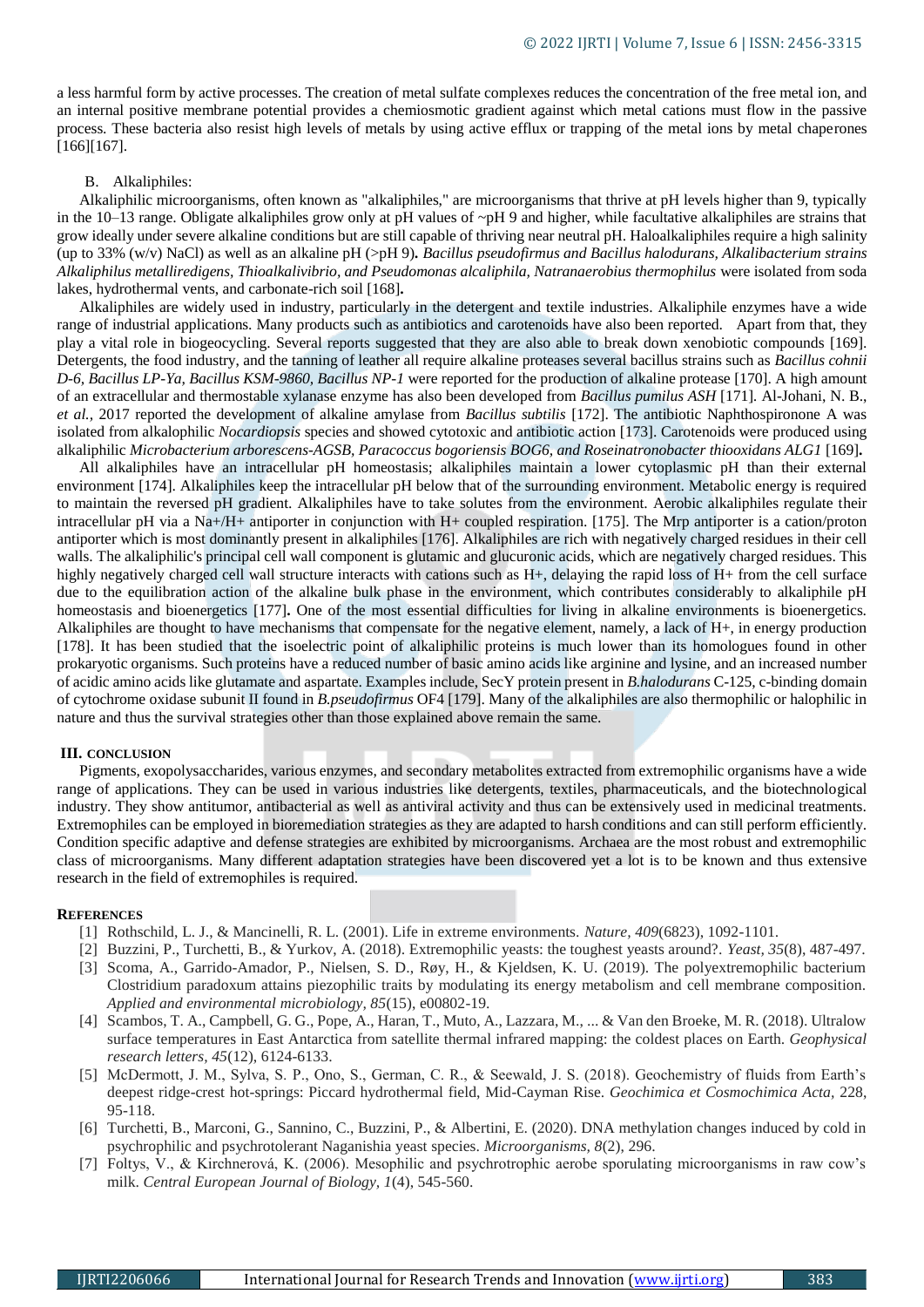a less harmful form by active processes. The creation of metal sulfate complexes reduces the concentration of the free metal ion, and an internal positive membrane potential provides a chemiosmotic gradient against which metal cations must flow in the passive process. These bacteria also resist high levels of metals by using active efflux or trapping of the metal ions by metal chaperones [166][167].

### B. Alkaliphiles:

Alkaliphilic microorganisms, often known as "alkaliphiles," are microorganisms that thrive at pH levels higher than 9, typically in the 10–13 range. Obligate alkaliphiles grow only at pH values of ~pH 9 and higher, while facultative alkaliphiles are strains that grow ideally under severe alkaline conditions but are still capable of thriving near neutral pH. Haloalkaliphiles require a high salinity (up to 33% (w/v) NaCl) as well as an alkaline pH (>pH 9). *Bacillus pseudofirmus and Bacillus halodurans, Alkalibacterium strains Alkaliphilus metalliredigens, Thioalkalivibrio, and Pseudomonas alcaliphila, Natranaerobius thermophilus* were isolated from soda lakes, hydrothermal vents, and carbonate-rich soil [168].

Alkaliphiles are widely used in industry, particularly in the detergent and textile industries. Alkaliphile enzymes have a wide range of industrial applications. Many products such as antibiotics and carotenoids have also been reported. Apart from that, they play a vital role in biogeocycling. Several reports suggested that they are also able to break down xenobiotic compounds [169]. Detergents, the food industry, and the tanning of leather all require alkaline proteases several bacillus strains such as *Bacillus cohnii D-6, Bacillus LP-Ya, Bacillus KSM-9860, Bacillus NP-1* were reported for the production of alkaline protease [170]. A high amount of an extracellular and thermostable xylanase enzyme has also been developed from *Bacillus pumilus ASH* [171]. Al-Johani, N. B., *et al.,* 2017 reported the development of alkaline amylase from *Bacillus subtilis* [172]. The antibiotic Naphthospironone A was isolated from alkalophilic *Nocardiopsis* species and showed cytotoxic and antibiotic action [173]. Carotenoids were produced using alkaliphilic *Microbacterium arborescens-AGSB, Paracoccus bogoriensis BOG6, and Roseinatronobacter thiooxidans ALG1* [169].

All alkaliphiles have an intracellular pH homeostasis; alkaliphiles maintain a lower cytoplasmic pH than their external environment [174]. Alkaliphiles keep the intracellular pH below that of the surrounding environment. Metabolic energy is required to maintain the reversed pH gradient. Alkaliphiles have to take solutes from the environment. Aerobic alkaliphiles regulate their intracellular pH via a $Na^+/H^+$ antiporter in conjunction with $H^+$ coupled respiration. [175]. The Mrp antiporter is a cation/proton antiporter which is most dominantly present in alkaliphiles [176]. Alkaliphiles are rich with negatively charged residues in their cell walls. The alkaliphilic's principal cell wall component is glutamic and glucuronic acids, which are negatively charged residues. This highly negatively charged cell wall structure interacts with cations such as $H^+$, delaying the rapid loss of $H^+$ from the cell surface due to the equilibration action of the alkaline bulk phase in the environment, which contributes considerably to alkaliphile pH homeostasis and bioenergetics [177]. One of the most essential difficulties for living in alkaline environments is bioenergetics. Alkaliphiles are thought to have mechanisms that compensate for the negative element, namely, a lack of $H^+$, in energy production [178]. It has been studied that the isoelectric point of alkaliphilic proteins is much lower than its homologues found in other prokaryotic organisms. Such proteins have a reduced number of basic amino acids like arginine and lysine, and an increased number of acidic amino acids like glutamate and aspartate. Examples include, SecY protein present in *B.halodurans* C-125, c-binding domain of cytochrome oxidase subunit II found in *B.pseudofirmus* OF4 [179]. Many of the alkaliphiles are also thermophilic or halophilic in nature and thus the survival strategies other than those explained above remain the same.

## III. CONCLUSION

Pigments, exopolysaccharides, various enzymes, and secondary metabolites extracted from extremophilic organisms have a wide range of applications. They can be used in various industries like detergents, textiles, pharmaceuticals, and the biotechnological industry. They show antitumor, antibacterial as well as antiviral activity and thus can be extensively used in medicinal treatments. Extremophiles can be employed in bioremediation strategies as they are adapted to harsh conditions and can still perform efficiently. Condition specific adaptive and defense strategies are exhibited by microorganisms. Archaea are the most robust and extremophilic class of microorganisms. Many different adaptation strategies have been discovered yet a lot is to be known and thus extensive research in the field of extremophiles is required.

## REFERENCES

[1] Rothschild, L. J., & Mancinelli, R. L. (2001). Life in extreme environments. *Nature, 409*(6823), 1092-1101.

[2] Buzzini, P., Turchetti, B., & Yurkov, A. (2018). Extremophilic yeasts: the toughest yeasts around?. *Yeast, 35*(8), 487-497.

[3] Scoma, A., Garrido-Amador, P., Nielsen, S. D., Røy, H., & Kjeldsen, K. U. (2019). The polyextremophilic bacterium Clostridium paradoxum attains piezophilic traits by modulating its energy metabolism and cell membrane composition. *Applied and environmental microbiology, 85*(15), e00802-19.

[4] Scambos, T. A., Campbell, G. G., Pope, A., Haran, T., Muto, A., Lazzara, M., ... & Van den Broeke, M. R. (2018). Ultralow surface temperatures in East Antarctica from satellite thermal infrared mapping: the coldest places on Earth. *Geophysical research letters, 45*(12), 6124-6133.

[5] McDermott, J. M., Sylva, S. P., Ono, S., German, C. R., & Seewald, J. S. (2018). Geochemistry of fluids from Earth's deepest ridge-crest hot-springs: Piccard hydrothermal field, Mid-Cayman Rise. *Geochimica et Cosmochimica Acta*, 228, 95-118.

[6] Turchetti, B., Marconi, G., Sannino, C., Buzzini, P., & Albertini, E. (2020). DNA methylation changes induced by cold in psychrophilic and psychrotolerant Naganishia yeast species. *Microorganisms, 8*(2), 296.

[7] Foltys, V., & Kirchnerová, K. (2006). Mesophilic and psychrotrophic aerobe sporulating microorganisms in raw cow's milk. *Central European Journal of Biology, 1*(4), 545-560.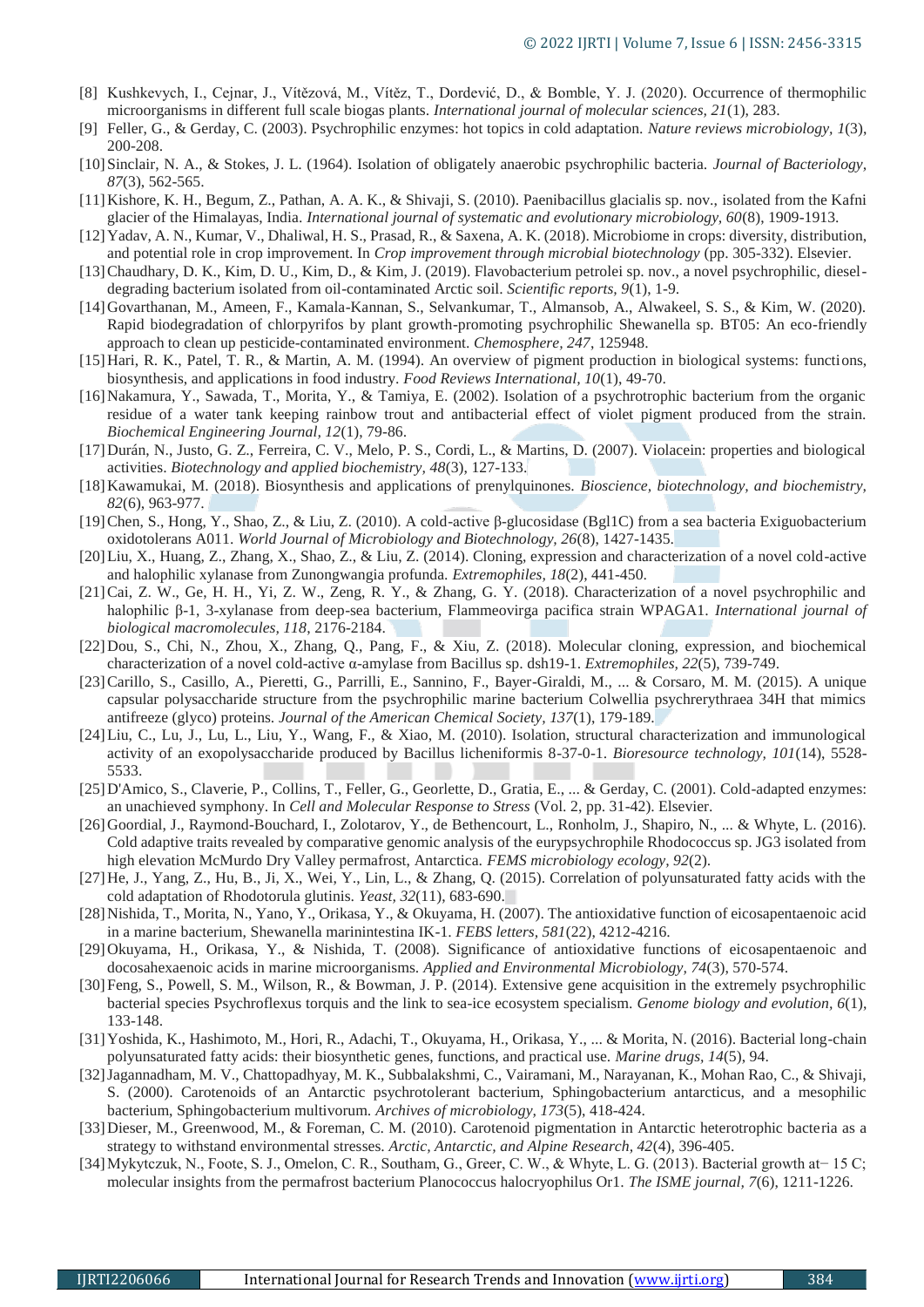[8] Kushkevych, I., Cejnar, J., Vítězová, M., Vítěz, T., Dordević, D., & Bomble, Y. J. (2020). Occurrence of thermophilic microorganisms in different full scale biogas plants. *International journal of molecular sciences, 21*(1), 283.

[9] Feller, G., & Gerday, C. (2003). Psychrophilic enzymes: hot topics in cold adaptation. *Nature reviews microbiology, 1*(3), 200-208.

[10] Sinclair, N. A., & Stokes, J. L. (1964). Isolation of obligately anaerobic psychrophilic bacteria. *Journal of Bacteriology, 87*(3), 562-565.

[11] Kishore, K. H., Begum, Z., Pathan, A. A. K., & Shivaji, S. (2010). Paenibacillus glacialis sp. nov., isolated from the Kafni glacier of the Himalayas, India. *International journal of systematic and evolutionary microbiology, 60*(8), 1909-1913.

[12] Yadav, A. N., Kumar, V., Dhaliwal, H. S., Prasad, R., & Saxena, A. K. (2018). Microbiome in crops: diversity, distribution, and potential role in crop improvement. In *Crop improvement through microbial biotechnology* (pp. 305-332). Elsevier.

[13] Chaudhary, D. K., Kim, D. U., Kim, D., & Kim, J. (2019). Flavobacterium petrolei sp. nov., a novel psychrophilic, diesel-degrading bacterium isolated from oil-contaminated Arctic soil. *Scientific reports, 9*(1), 1-9.

[14] Govarthanan, M., Ameen, F., Kamala-Kannan, S., Selvankumar, T., Almansob, A., Alwakeel, S. S., & Kim, W. (2020). Rapid biodegradation of chlorpyrifos by plant growth-promoting psychrophilic Shewanella sp. BT05: An eco-friendly approach to clean up pesticide-contaminated environment. *Chemosphere, 247*, 125948.

[15] Hari, R. K., Patel, T. R., & Martin, A. M. (1994). An overview of pigment production in biological systems: functions, biosynthesis, and applications in food industry. *Food Reviews International, 10*(1), 49-70.

[16] Nakamura, Y., Sawada, T., Morita, Y., & Tamiya, E. (2002). Isolation of a psychrotrophic bacterium from the organic residue of a water tank keeping rainbow trout and antibacterial effect of violet pigment produced from the strain. *Biochemical Engineering Journal, 12*(1), 79-86.

[17] Durán, N., Justo, G. Z., Ferreira, C. V., Melo, P. S., Cordi, L., & Martins, D. (2007). Violacein: properties and biological activities. *Biotechnology and applied biochemistry, 48*(3), 127-133.

[18] Kawamukai, M. (2018). Biosynthesis and applications of prenylquinones. *Bioscience, biotechnology, and biochemistry, 82*(6), 963-977.

[19] Chen, S., Hong, Y., Shao, Z., & Liu, Z. (2010). A cold-active β-glucosidase (Bgl1C) from a sea bacteria Exiguobacterium oxidotolerans A011. *World Journal of Microbiology and Biotechnology, 26*(8), 1427-1435.

[20] Liu, X., Huang, Z., Zhang, X., Shao, Z., & Liu, Z. (2014). Cloning, expression and characterization of a novel cold-active and halophilic xylanase from Zunongwangia profunda. *Extremophiles, 18*(2), 441-450.

[21] Cai, Z. W., Ge, H. H., Yi, Z. W., Zeng, R. Y., & Zhang, G. Y. (2018). Characterization of a novel psychrophilic and halophilic β-1, 3-xylanase from deep-sea bacterium, Flammeovirga pacifica strain WPAGA1. *International journal of biological macromolecules, 118*, 2176-2184.

[22] Dou, S., Chi, N., Zhou, X., Zhang, Q., Pang, F., & Xiu, Z. (2018). Molecular cloning, expression, and biochemical characterization of a novel cold-active α-amylase from Bacillus sp. dsh19-1. *Extremophiles, 22*(5), 739-749.

[23] Carillo, S., Casillo, A., Pieretti, G., Parrilli, E., Sannino, F., Bayer-Giraldi, M., ... & Corsaro, M. M. (2015). A unique capsular polysaccharide structure from the psychrophilic marine bacterium Colwellia psychrerythraea 34H that mimics antifreeze (glyco) proteins. *Journal of the American Chemical Society, 137*(1), 179-189.

[24] Liu, C., Lu, J., Lu, L., Liu, Y., Wang, F., & Xiao, M. (2010). Isolation, structural characterization and immunological activity of an exopolysaccharide produced by Bacillus licheniformis 8-37-0-1. *Bioresource technology, 101*(14), 5528-5533.

[25] D'Amico, S., Claverie, P., Collins, T., Feller, G., Georlette, D., Gratia, E., ... & Gerday, C. (2001). Cold-adapted enzymes: an unachieved symphony. In *Cell and Molecular Response to Stress* (Vol. 2, pp. 31-42). Elsevier.

[26] Goordial, J., Raymond-Bouchard, I., Zolotarov, Y., de Bethencourt, L., Ronholm, J., Shapiro, N., ... & Whyte, L. (2016). Cold adaptive traits revealed by comparative genomic analysis of the eurypsychrophile Rhodococcus sp. JG3 isolated from high elevation McMurdo Dry Valley permafrost, Antarctica. *FEMS microbiology ecology, 92*(2).

[27] He, J., Yang, Z., Hu, B., Ji, X., Wei, Y., Lin, L., & Zhang, Q. (2015). Correlation of polyunsaturated fatty acids with the cold adaptation of Rhodotorula glutinis. *Yeast, 32*(11), 683-690.

[28] Nishida, T., Morita, N., Yano, Y., Orikasa, Y., & Okuyama, H. (2007). The antioxidative function of eicosapentaenoic acid in a marine bacterium, Shewanella marinintestina IK-1. *FEBS letters, 581*(22), 4212-4216.

[29] Okuyama, H., Orikasa, Y., & Nishida, T. (2008). Significance of antioxidative functions of eicosapentaenoic and docosahexaenoic acids in marine microorganisms. *Applied and Environmental Microbiology, 74*(3), 570-574.

[30] Feng, S., Powell, S. M., Wilson, R., & Bowman, J. P. (2014). Extensive gene acquisition in the extremely psychrophilic bacterial species Psychroflexus torquis and the link to sea-ice ecosystem specialism. *Genome biology and evolution, 6*(1), 133-148.

[31] Yoshida, K., Hashimoto, M., Hori, R., Adachi, T., Okuyama, H., Orikasa, Y., ... & Morita, N. (2016). Bacterial long-chain polyunsaturated fatty acids: their biosynthetic genes, functions, and practical use. *Marine drugs, 14*(5), 94.

[32] Jagannadham, M. V., Chattopadhyay, M. K., Subbalakshmi, C., Vairamani, M., Narayanan, K., Mohan Rao, C., & Shivaji, S. (2000). Carotenoids of an Antarctic psychrotolerant bacterium, Sphingobacterium antarcticus, and a mesophilic bacterium, Sphingobacterium multivorum. *Archives of microbiology, 173*(5), 418-424.

[33] Dieser, M., Greenwood, M., & Foreman, C. M. (2010). Carotenoid pigmentation in Antarctic heterotrophic bacteria as a strategy to withstand environmental stresses. *Arctic, Antarctic, and Alpine Research, 42*(4), 396-405.

[34] Mykytczuk, N., Foote, S. J., Omelon, C. R., Southam, G., Greer, C. W., & Whyte, L. G. (2013). Bacterial growth at− 15 C; molecular insights from the permafrost bacterium Planococcus halocryophilus Or1. *The ISME journal, 7*(6), 1211-1226.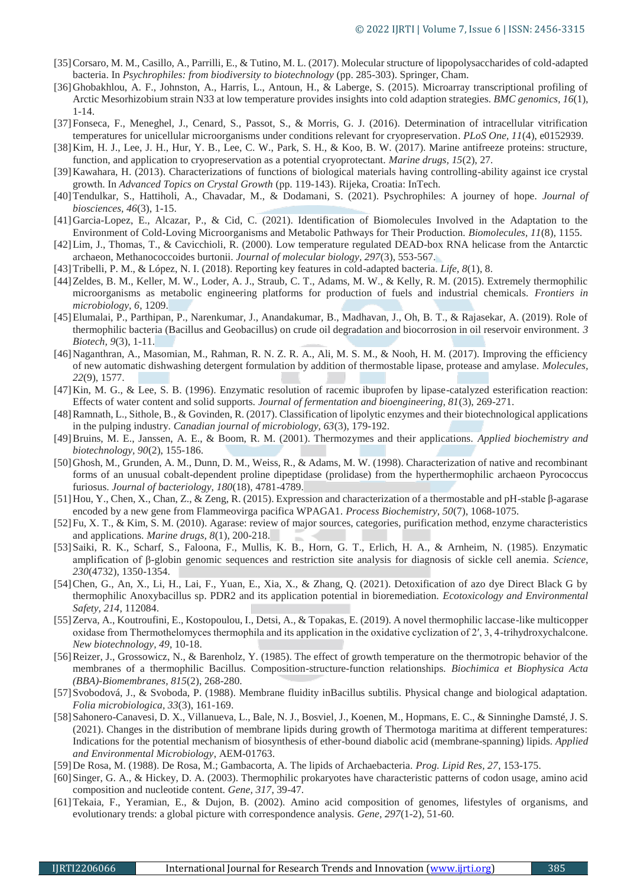[35] Corsaro, M. M., Casillo, A., Parrilli, E., & Tutino, M. L. (2017). Molecular structure of lipopolysaccharides of cold-adapted bacteria. In *Psychrophiles: from biodiversity to biotechnology* (pp. 285-303). Springer, Cham.

[36] Ghobakhlou, A. F., Johnston, A., Harris, L., Antoun, H., & Laberge, S. (2015). Microarray transcriptional profiling of Arctic Mesorhizobium strain N33 at low temperature provides insights into cold adaption strategies. *BMC genomics*, *16*(1), 1-14.

[37] Fonseca, F., Meneghel, J., Cenard, S., Passot, S., & Morris, G. J. (2016). Determination of intracellular vitrification temperatures for unicellular micro organisms under conditions relevant for cryopreservation. *PLoS One*, *11*(4), e0152939.

[38] Kim, H. J., Lee, J. H., Hur, Y. B., Lee, C. W., Park, S. H., & Koo, B. W. (2017). Marine antifreeze proteins: structure, function, and application to cryopreservation as a potential cryoprotectant. *Marine drugs*, *15*(2), 27.

[39] Kawahara, H. (2013). Characterizations of functions of biological materials having controlling-ability against ice crystal growth. In *Advanced Topics on Crystal Growth* (pp. 119-143). Rijeka, Croatia: InTech.

[40] Tendulkar, S., Hattiholi, A., Chavadar, M., & Dodamani, S. (2021). Psychrophiles: A journey of hope. *Journal of biosciences*, *46*(3), 1-15.

[41] Garcia-Lopez, E., Alcazar, P., & Cid, C. (2021). Identification of Biomolecules Involved in the Adaptation to the Environment of Cold-Loving Microorganisms and Metabolic Pathways for Their Production. *Biomolecules*, *11*(8), 1155.

[42] Lim, J., Thomas, T., & Cavicchioli, R. (2000). Low temperature regulated DEAD-box RNA helicase from the Antarctic archaeon, Methanococcoides burtonii. *Journal of molecular biology*, *297*(3), 553-567.

[43] Tribelli, P. M., & López, N. I. (2018). Reporting key features in cold-adapted bacteria. *Life*, *8*(1), 8.

[44] Zeldes, B. M., Keller, M. W., Loder, A. J., Straub, C. T., Adams, M. W., & Kelly, R. M. (2015). Extremely thermophilic microorganisms as metabolic engineering platforms for production of fuels and industrial chemicals. *Frontiers in microbiology*, *6*, 1209.

[45] Elumalai, P., Parthipan, P., Narenkumar, J., Anandakumar, B., Madhavan, J., Oh, B. T., & Rajasekar, A. (2019). Role of thermophilic bacteria (Bacillus and Geobacillus) on crude oil degradation and biocorrosion in oil reservoir environment. *3 Biotech*, *9*(3), 1-11.

[46] Naganthran, A., Masomian, M., Rahman, R. N. Z. R. A., Ali, M. S. M., & Nooh, H. M. (2017). Improving the efficiency of new automatic dishwashing detergent formulation by addition of thermostable lipase, protease and amylase. *Molecules*, *22*(9), 1577.

[47] Kin, M. G., & Lee, S. B. (1996). Enzymatic resolution of racemic ibuprofen by lipase-catalyzed esterification reaction: Effects of water content and solid supports. *Journal of fermentation and bioengineering*, *81*(3), 269-271.

[48] Ramnath, L., Sithole, B., & Govinden, R. (2017). Classification of lipolytic enzymes and their biotechnological applications in the pulping industry. *Canadian journal of microbiology*, *63*(3), 179-192.

[49] Bruins, M. E., Janssen, A. E., & Boom, R. M. (2001). Thermozymes and their applications. *Applied biochemistry and biotechnology*, *90*(2), 155-186.

[50] Ghosh, M., Grunden, A. M., Dunn, D. M., Weiss, R., & Adams, M. W. (1998). Characterization of native and recombinant forms of an unusual cobalt-dependent proline dipeptidase (prolidase) from the hyperthermophilic archaeon Pyrococcus furiosus. *Journal of bacteriology*, *180*(18), 4781-4789.

[51] Hou, Y., Chen, X., Chan, Z., & Zeng, R. (2015). Expression and characterization of a thermostable and pH-stable β-agarase encoded by a new gene from Flammeovirga pacifica WPAGA1. *Process Biochemistry*, *50*(7), 1068-1075.

[52] Fu, X. T., & Kim, S. M. (2010). Agarase: review of major sources, categories, purification method, enzyme characteristics and applications. *Marine drugs*, *8*(1), 200-218.

[53] Saiki, R. K., Scharf, S., Faloona, F., Mullis, K. B., Horn, G. T., Erlich, H. A., & Arnheim, N. (1985). Enzymatic amplification of β-globin genomic sequences and restriction site analysis for diagnosis of sickle cell anemia. *Science*, *230*(4732), 1350-1354.

[54] Chen, G., An, X., Li, H., Lai, F., Yuan, E., Xia, X., & Zhang, Q. (2021). Detoxification of azo dye Direct Black G by thermophilic Anoxybacillus sp. PDR2 and its application potential in bioremediation. *Ecotoxicology and Environmental Safety*, *214*, 112084.

[55] Zerva, A., Koutroufini, E., Kostopoulou, I., Detsi, A., & Topakas, E. (2019). A novel thermophilic laccase-like multicopper oxidase from Thermothelomyces thermophila and its application in the oxidative cyclization of 2′, 3, 4-trihydroxychalcone. *New biotechnology*, *49*, 10-18.

[56] Reizer, J., Grossowicz, N., & Barenholz, Y. (1985). The effect of growth temperature on the thermotropic behavior of the membranes of a thermophilic Bacillus. Composition-structure-function relationships. *Biochimica et Biophysica Acta (BBA)-Biomembranes*, *815*(2), 268-280.

[57] Svobodová, J., & Svoboda, P. (1988). Membrane fluidity inBacillus subtilis. Physical change and biological adaptation. *Folia microbiologica*, *33*(3), 161-169.

[58] Sahonero-Canavesi, D. X., Villanueva, L., Bale, N. J., Bosviel, J., Koenen, M., Hopmans, E. C., & Sinninghe Damsté, J. S. (2021). Changes in the distribution of membrane lipids during growth of Thermotoga maritima at different temperatures: Indications for the potential mechanism of biosynthesis of ether-bound diabolic acid (membrane-spanning) lipids. *Applied and Environmental Microbiology*, AEM-01763.

[59] De Rosa, M. (1988). De Rosa, M.; Gambacorta, A. The lipids of Archaebacteria. *Prog. Lipid Res*, *27*, 153-175.

[60] Singer, G. A., & Hickey, D. A. (2003). Thermophilic prokaryotes have characteristic patterns of codon usage, amino acid composition and nucleotide content. *Gene*, *317*, 39-47.

[61] Tekaia, F., Yeramian, E., & Dujon, B. (2002). Amino acid composition of genomes, lifestyles of organisms, and evolutionary trends: a global picture with correspondence analysis. *Gene*, *297*(1-2), 51-60.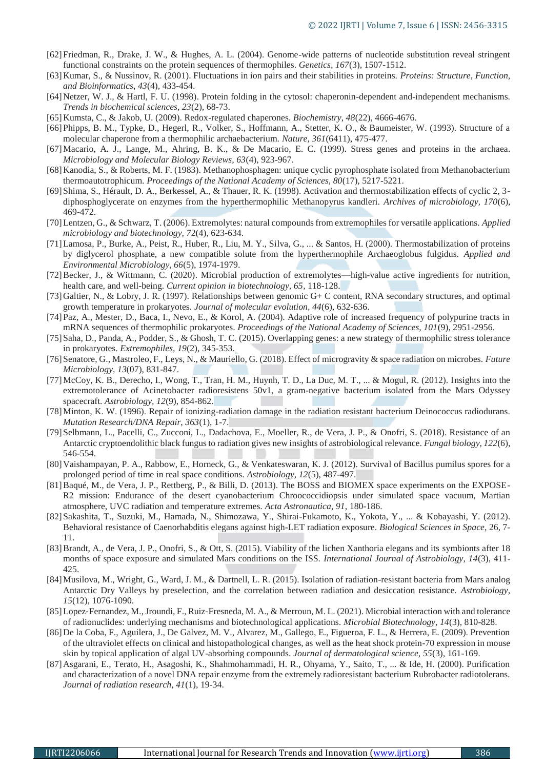[62] Friedman, R., Drake, J. W., & Hughes, A. L. (2004). Genome-wide patterns of nucleotide substitution reveal stringent functional constraints on the protein sequences of thermophiles. *Genetics, 167*(3), 1507-1512.

[63] Kumar, S., & Nussinov, R. (2001). Fluctuations in ion pairs and their stabilities in proteins. *Proteins: Structure, Function, and Bioinformatics, 43*(4), 433-454.

[64] Netzer, W. J., & Hartl, F. U. (1998). Protein folding in the cytosol: chaperonin-dependent and-independent mechanisms. *Trends in biochemical sciences, 23*(2), 68-73.

[65] Kumsta, C., & Jakob, U. (2009). Redox-regulated chaperones. *Biochemistry, 48*(22), 4666-4676.

[66] Phipps, B. M., Typke, D., Hegerl, R., Volker, S., Hoffmann, A., Stetter, K. O., & Baumeister, W. (1993). Structure of a molecular chaperone from a thermophilic archaebacterium. *Nature, 361*(6411), 475-477.

[67] Macario, A. J., Lange, M., Ahring, B. K., & De Macario, E. C. (1999). Stress genes and proteins in the archaea. *Microbiology and Molecular Biology Reviews, 63*(4), 923-967.

[68] Kanodia, S., & Roberts, M. F. (1983). Methanophosphagen: unique cyclic pyrophosphate isolated from Methanobacterium thermoautotrophicum. *Proceedings of the National Academy of Sciences, 80*(17), 5217-5221.

[69] Shima, S., Hérault, D. A., Berkessel, A., & Thauer, R. K. (1998). Activation and thermostabilization effects of cyclic 2, 3-diphosphoglycerate on enzymes from the hyperthermophilic Methanopyrus kandleri. *Archives of microbiology, 170*(6), 469-472.

[70] Lentzen, G., & Schwarz, T. (2006). Extremolytes: natural compounds from extremophiles for versatile applications. *Applied microbiology and biotechnology, 72*(4), 623-634.

[71] Lamosa, P., Burke, A., Peist, R., Huber, R., Liu, M. Y., Silva, G., ... & Santos, H. (2000). Thermostabilization of proteins by diglycerol phosphate, a new compatible solute from the hyperthermophile Archaeoglobus fulgidus. *Applied and Environmental Microbiology, 66*(5), 1974-1979.

[72] Becker, J., & Wittmann, C. (2020). Microbial production of extremolytes—high-value active ingredients for nutrition, health care, and well-being. *Current opinion in biotechnology, 65*, 118-128.

[73] Galtier, N., & Lobry, J. R. (1997). Relationships between genomic G+ C content, RNA secondary structures, and optimal growth temperature in prokaryotes. *Journal of molecular evolution, 44*(6), 632-636.

[74] Paz, A., Mester, D., Baca, I., Nevo, E., & Korol, A. (2004). Adaptive role of increased frequency of polypurine tracts in mRNA sequences of thermophilic prokaryotes. *Proceedings of the National Academy of Sciences, 101*(9), 2951-2956.

[75] Saha, D., Panda, A., Podder, S., & Ghosh, T. C. (2015). Overlapping genes: a new strategy of thermophilic stress tolerance in prokaryotes. *Extremophiles, 19*(2), 345-353.

[76] Senatore, G., Mastroleo, F., Leys, N., & Mauriello, G. (2018). Effect of microgravity & space radiation on microbes. *Future Microbiology, 13*(07), 831-847.

[77] McCoy, K. B., Derecho, I., Wong, T., Tran, H. M., Huynh, T. D., La Duc, M. T., ... & Mogul, R. (2012). Insights into the extremotolerance of Acinetobacter radioresistens 50v1, a gram-negative bacterium isolated from the Mars Odyssey spacecraft. *Astrobiology, 12*(9), 854-862.

[78] Minton, K. W. (1996). Repair of ionizing-radiation damage in the radiation resistant bacterium Deinococcus radiodurans. *Mutation Research/DNA Repair, 363*(1), 1-7.

[79] Selbmann, L., Pacelli, C., Zucconi, L., Dadachova, E., Moeller, R., de Vera, J. P., & Onofri, S. (2018). Resistance of an Antarctic cryptoendolithic black fungus to radiation gives new insights of astrobiological relevance. *Fungal biology, 122*(6), 546-554.

[80] Vaishampayan, P. A., Rabbow, E., Horneck, G., & Venkateswaran, K. J. (2012). Survival of Bacillus pumilus spores for a prolonged period of time in real space conditions. *Astrobiology, 12*(5), 487-497.

[81] Baqué, M., de Vera, J. P., Rettberg, P., & Billi, D. (2013). The BOSS and BIOMEX space experiments on the EXPOSE-R2 mission: Endurance of the desert cyanobacterium Chroococcidiopsis under simulated space vacuum, Martian atmosphere, UVC radiation and temperature extremes. *Acta Astronautica, 91*, 180-186.

[82] Sakashita, T., Suzuki, M., Hamada, N., Shimozawa, Y., Shirai-Fukamoto, K., Yokota, Y., ... & Kobayashi, Y. (2012). Behavioral resistance of Caenorhabditis elegans against high-LET radiation exposure. *Biological Sciences in Space*, 26, 7-11.

[83] Brandt, A., de Vera, J. P., Onofri, S., & Ott, S. (2015). Viability of the lichen Xanthoria elegans and its symbionts after 18 months of space exposure and simulated Mars conditions on the ISS. *International Journal of Astrobiology, 14*(3), 411-425.

[84] Musilova, M., Wright, G., Ward, J. M., & Dartnell, L. R. (2015). Isolation of radiation-resistant bacteria from Mars analog Antarctic Dry Valleys by preselection, and the correlation between radiation and desiccation resistance. *Astrobiology, 15*(12), 1076-1090.

[85] Lopez-Fernandez, M., Jroundi, F., Ruiz-Fresneda, M. A., & Merroun, M. L. (2021). Microbial interaction with and tolerance of radionuclides: underlying mechanisms and biotechnological applications. *Microbial Biotechnology, 14*(3), 810-828.

[86] De la Coba, F., Aguilera, J., De Galvez, M. V., Alvarez, M., Gallego, E., Figueroa, F. L., & Herrera, E. (2009). Prevention of the ultraviolet effects on clinical and histopathological changes, as well as the heat shock protein-70 expression in mouse skin by topical application of algal UV-absorbing compounds. *Journal of dermatological science, 55*(3), 161-169.

[87] Asgarani, E., Terato, H., Asagoshi, K., Shahmohammadi, H. R., Ohyama, Y., Saito, T., ... & Ide, H. (2000). Purification and characterization of a novel DNA repair enzyme from the extremely radioresistant bacterium Rubrobacter radiotolerans. *Journal of radiation research, 41*(1), 19-34.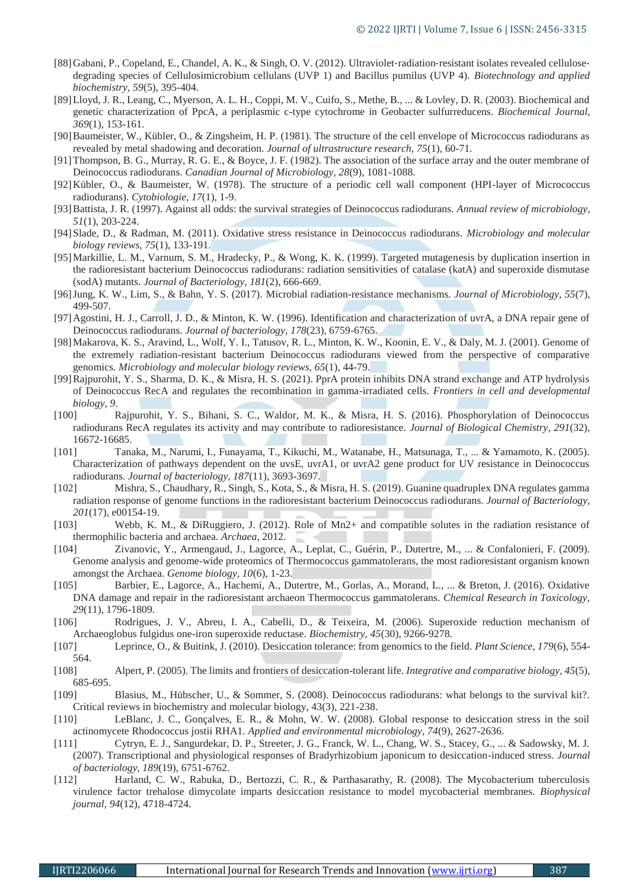[88] Gabani, P., Copeland, E., Chandel, A. K., & Singh, O. V. (2012). Ultraviolet‐radiation‐resistant isolates revealed cellulose‐degrading species of Cellulosimicrobium cellulans (UVP 1) and Bacillus pumilus (UVP 4). *Biotechnology and applied biochemistry, 59*(5), 395-404.

[89] Lloyd, J. R., Leang, C., Myerson, A. L. H., Coppi, M. V., Cuifo, S., Methe, B., ... & Lovley, D. R. (2003). Biochemical and genetic characterization of PpcA, a periplasmic c-type cytochrome in Geobacter sulfurreducens. *Biochemical Journal, 369*(1), 153-161.

[90] Baumeister, W., Kübler, O., & Zingsheim, H. P. (1981). The structure of the cell envelope of Micrococcus radiodurans as revealed by metal shadowing and decoration. *Journal of ultrastructure research, 75*(1), 60-71.

[91] Thompson, B. G., Murray, R. G. E., & Boyce, J. F. (1982). The association of the surface array and the outer membrane of Deinococcus radiodurans. *Canadian Journal of Microbiology, 28*(9), 1081-1088.

[92] Kübler, O., & Baumeister, W. (1978). The structure of a periodic cell wall component (HPI-layer of Micrococcus radiodurans). *Cytobiologie, 17*(1), 1-9.

[93] Battista, J. R. (1997). Against all odds: the survival strategies of Deinococcus radiodurans. *Annual review of microbiology, 51*(1), 203-224.

[94] Slade, D., & Radman, M. (2011). Oxidative stress resistance in Deinococcus radiodurans. *Microbiology and molecular biology reviews, 75*(1), 133-191.

[95] Markillie, L. M., Varnum, S. M., Hradecky, P., & Wong, K. K. (1999). Targeted mutagenesis by duplication insertion in the radioresistant bacterium Deinococcus radiodurans: radiation sensitivities of catalase (katA) and superoxide dismutase (sodA) mutants. *Journal of Bacteriology, 181*(2), 666-669.

[96] Jung, K. W., Lim, S., & Bahn, Y. S. (2017). Microbial radiation-resistance mechanisms. *Journal of Microbiology, 55*(7), 499-507.

[97] Agostini, H. J., Carroll, J. D., & Minton, K. W. (1996). Identification and characterization of uvrA, a DNA repair gene of Deinococcus radiodurans. *Journal of bacteriology, 178*(23), 6759-6765.

[98] Makarova, K. S., Aravind, L., Wolf, Y. I., Tatusov, R. L., Minton, K. W., Koonin, E. V., & Daly, M. J. (2001). Genome of the extremely radiation-resistant bacterium Deinococcus radiodurans viewed from the perspective of comparative genomics. *Microbiology and molecular biology reviews, 65*(1), 44-79.

[99] Rajpurohit, Y. S., Sharma, D. K., & Misra, H. S. (2021). PprA protein inhibits DNA strand exchange and ATP hydrolysis of Deinococcus RecA and regulates the recombination in gamma-irradiated cells. *Frontiers in cell and developmental biology, 9*.

[100] Rajpurohit, Y. S., Bihani, S. C., Waldor, M. K., & Misra, H. S. (2016). Phosphorylation of Deinococcus radiodurans RecA regulates its activity and may contribute to radioresistance. *Journal of Biological Chemistry, 291*(32), 16672-16685.

[101] Tanaka, M., Narumi, I., Funayama, T., Kikuchi, M., Watanabe, H., Matsunaga, T., ... & Yamamoto, K. (2005). Characterization of pathways dependent on the uvsE, uvrA1, or uvrA2 gene product for UV resistance in Deinococcus radiodurans. *Journal of bacteriology, 187*(11), 3693-3697.

[102] Mishra, S., Chaudhary, R., Singh, S., Kota, S., & Misra, H. S. (2019). Guanine quadruplex DNA regulates gamma radiation response of genome functions in the radioresistant bacterium Deinococcus radiodurans. *Journal of Bacteriology, 201*(17), e00154-19.

[103] Webb, K. M., & DiRuggiero, J. (2012). Role of Mn2+ and compatible solutes in the radiation resistance of thermophilic bacteria and archaea. *Archaea*, 2012.

[104] Zivanovic, Y., Armengaud, J., Lagorce, A., Leplat, C., Guérin, P., Dutertre, M., ... & Confalonieri, F. (2009). Genome analysis and genome-wide proteomics of Thermococcus gammatolerans, the most radioresistant organism known amongst the Archaea. *Genome biology, 10*(6), 1-23.

[105] Barbier, E., Lagorce, A., Hachemi, A., Dutertre, M., Gorlas, A., Morand, L., ... & Breton, J. (2016). Oxidative DNA damage and repair in the radioresistant archaeon Thermococcus gammatolerans. *Chemical Research in Toxicology, 29*(11), 1796-1809.

[106] Rodrigues, J. V., Abreu, I. A., Cabelli, D., & Teixeira, M. (2006). Superoxide reduction mechanism of Archaeoglobus fulgidus one-iron superoxide reductase. *Biochemistry, 45*(30), 9266-9278.

[107] Leprince, O., & Buitink, J. (2010). Desiccation tolerance: from genomics to the field. *Plant Science, 179*(6), 554-564.

[108] Alpert, P. (2005). The limits and frontiers of desiccation-tolerant life. *Integrative and comparative biology, 45*(5), 685-695.

[109] Blasius, M., Hübscher, U., & Sommer, S. (2008). Deinococcus radiodurans: what belongs to the survival kit?. Critical reviews in biochemistry and molecular biology, 43(3), 221-238.

[110] LeBlanc, J. C., Gonçalves, E. R., & Mohn, W. W. (2008). Global response to desiccation stress in the soil actinomycete Rhodococcus jostii RHA1. *Applied and environmental microbiology, 74*(9), 2627-2636.

[111] Cytryn, E. J., Sangurdekar, D. P., Streeter, J. G., Franck, W. L., Chang, W. S., Stacey, G., ... & Sadowsky, M. J. (2007). Transcriptional and physiological responses of Bradyrhizobium japonicum to desiccation-induced stress. *Journal of bacteriology, 189*(19), 6751-6762.

[112] Harland, C. W., Rabuka, D., Bertozzi, C. R., & Parthasarathy, R. (2008). The Mycobacterium tuberculosis virulence factor trehalose dimycolate imparts desiccation resistance to model mycobacterial membranes. *Biophysical journal, 94*(12), 4718-4724.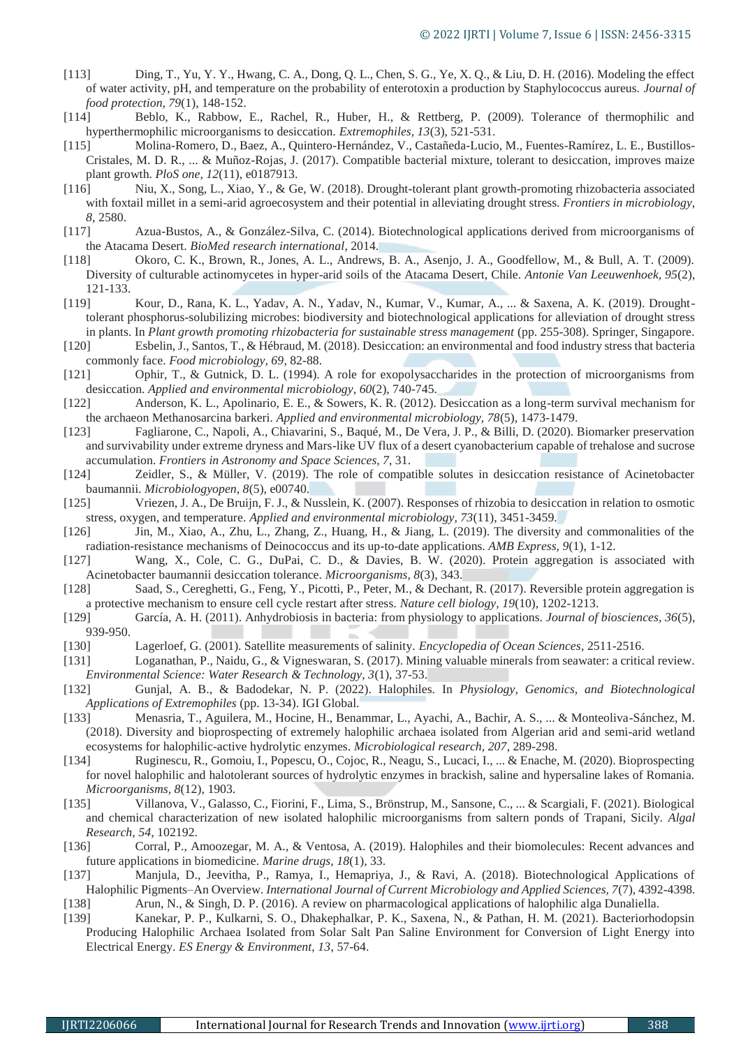[113] Ding, T., Yu, Y. Y., Hwang, C. A., Dong, Q. L., Chen, S. G., Ye, X. Q., & Liu, D. H. (2016). Modeling the effect of water activity, pH, and temperature on the probability of enterotoxin a production by Staphylococcus aureus. *Journal of food protection, 79*(1), 148-152.

[114] Beblo, K., Rabbow, E., Rachel, R., Huber, H., & Rettberg, P. (2009). Tolerance of thermophilic and hyperthermophilic microorganisms to desiccation. *Extremophiles, 13*(3), 521-531.

[115] Molina-Romero, D., Baez, A., Quintero-Hernández, V., Castañeda-Lucio, M., Fuentes-Ramírez, L. E., Bustillos-Cristales, M. D. R., ... & Muñoz-Rojas, J. (2017). Compatible bacterial mixture, tolerant to desiccation, improves maize plant growth. *PloS one, 12*(11), e0187913.

[116] Niu, X., Song, L., Xiao, Y., & Ge, W. (2018). Drought-tolerant plant growth-promoting rhizobacteria associated with foxtail millet in a semi-arid agroecosystem and their potential in alleviating drought stress. *Frontiers in microbiology, 8*, 2580.

[117] Azua-Bustos, A., & González-Silva, C. (2014). Biotechnological applications derived from microorganisms of the Atacama Desert. *BioMed research international*, 2014.

[118] Okoro, C. K., Brown, R., Jones, A. L., Andrews, B. A., Asenjo, J. A., Goodfellow, M., & Bull, A. T. (2009). Diversity of culturable actinomycetes in hyper-arid soils of the Atacama Desert, Chile. *Antonie Van Leeuwenhoek, 95*(2), 121-133.

[119] Kour, D., Rana, K. L., Yadav, A. N., Yadav, N., Kumar, V., Kumar, A., ... & Saxena, A. K. (2019). Drought-tolerant phosphorus-solubilizing microbes: biodiversity and biotechnological applications for alleviation of drought stress in plants. In *Plant growth promoting rhizobacteria for sustainable stress management* (pp. 255-308). Springer, Singapore.

[120] Esbelin, J., Santos, T., & Hébraud, M. (2018). Desiccation: an environmental and food industry stress that bacteria commonly face. *Food microbiology, 69*, 82-88.

[121] Ophir, T., & Gutnick, D. L. (1994). A role for exopolysaccharides in the protection of microorganisms from desiccation. *Applied and environmental microbiology, 60*(2), 740-745.

[122] Anderson, K. L., Apolinario, E. E., & Sowers, K. R. (2012). Desiccation as a long-term survival mechanism for the archaeon Methanosarcina barkeri. *Applied and environmental microbiology, 78*(5), 1473-1479.

[123] Fagliarone, C., Napoli, A., Chiavarini, S., Baqué, M., De Vera, J. P., & Billi, D. (2020). Biomarker preservation and survivability under extreme dryness and Mars-like UV flux of a desert cyanobacterium capable of trehalose and sucrose accumulation. *Frontiers in Astronomy and Space Sciences, 7*, 31.

[124] Zeidler, S., & Müller, V. (2019). The role of compatible solutes in desiccation resistance of Acinetobacter baumannii. *Microbiologyopen, 8*(5), e00740.

[125] Vriezen, J. A., De Bruijn, F. J., & Nusslein, K. (2007). Responses of rhizobia to desiccation in relation to osmotic stress, oxygen, and temperature. *Applied and environmental microbiology, 73*(11), 3451-3459.

[126] Jin, M., Xiao, A., Zhu, L., Zhang, Z., Huang, H., & Jiang, L. (2019). The diversity and commonalities of the radiation-resistance mechanisms of Deinococcus and its up-to-date applications. *AMB Express, 9*(1), 1-12.

[127] Wang, X., Cole, C. G., DuPai, C. D., & Davies, B. W. (2020). Protein aggregation is associated with Acinetobacter baumannii desiccation tolerance. *Microorganisms, 8*(3), 343.

[128] Saad, S., Cereghetti, G., Feng, Y., Picotti, P., Peter, M., & Dechant, R. (2017). Reversible protein aggregation is a protective mechanism to ensure cell cycle restart after stress. *Nature cell biology, 19*(10), 1202-1213.

[129] García, A. H. (2011). Anhydrobiosis in bacteria: from physiology to applications. *Journal of biosciences, 36*(5), 939-950.

[130] Lagerloef, G. (2001). Satellite measurements of salinity. *Encyclopedia of Ocean Sciences*, 2511-2516.

[131] Loganathan, P., Naidu, G., & Vigneswaran, S. (2017). Mining valuable minerals from seawater: a critical review. *Environmental Science: Water Research & Technology, 3*(1), 37-53.

[132] Gunjal, A. B., & Badodekar, N. P. (2022). Halophiles. In *Physiology, Genomics, and Biotechnological Applications of Extremophiles* (pp. 13-34). IGI Global.

[133] Menasria, T., Aguilera, M., Hocine, H., Benammar, L., Ayachi, A., Bachir, A. S., ... & Monteoliva-Sánchez, M. (2018). Diversity and bioprospecting of extremely halophilic archaea isolated from Algerian arid and semi-arid wetland ecosystems for halophilic-active hydrolytic enzymes. *Microbiological research, 207*, 289-298.

[134] Ruginescu, R., Gomoiu, I., Popescu, O., Cojoc, R., Neagu, S., Lucaci, I., ... & Enache, M. (2020). Bioprospecting for novel halophilic and halotolerant sources of hydrolytic enzymes in brackish, saline and hypersaline lakes of Romania. *Microorganisms, 8*(12), 1903.

[135] Villanova, V., Galasso, C., Fiorini, F., Lima, S., Brönstrup, M., Sansone, C., ... & Scargiali, F. (2021). Biological and chemical characterization of new isolated halophilic microorganisms from saltern ponds of Trapani, Sicily. *Algal Research, 54*, 102192.

[136] Corral, P., Amoozegar, M. A., & Ventosa, A. (2019). Halophiles and their biomolecules: Recent advances and future applications in biomedicine. *Marine drugs, 18*(1), 33.

[137] Manjula, D., Jeevitha, P., Ramya, I., Hemapriya, J., & Ravi, A. (2018). Biotechnological Applications of Halophilic Pigments–An Overview. *International Journal of Current Microbiology and Applied Sciences, 7*(7), 4392-4398.

[138] Arun, N., & Singh, D. P. (2016). A review on pharmacological applications of halophilic alga Dunaliella.

[139] Kanekar, P. P., Kulkarni, S. O., Dhakephalkar, P. K., Saxena, N., & Pathan, H. M. (2021). Bacteriorhodopsin Producing Halophilic Archaea Isolated from Solar Salt Pan Saline Environment for Conversion of Light Energy into Electrical Energy. *ES Energy & Environment, 13*, 57-64.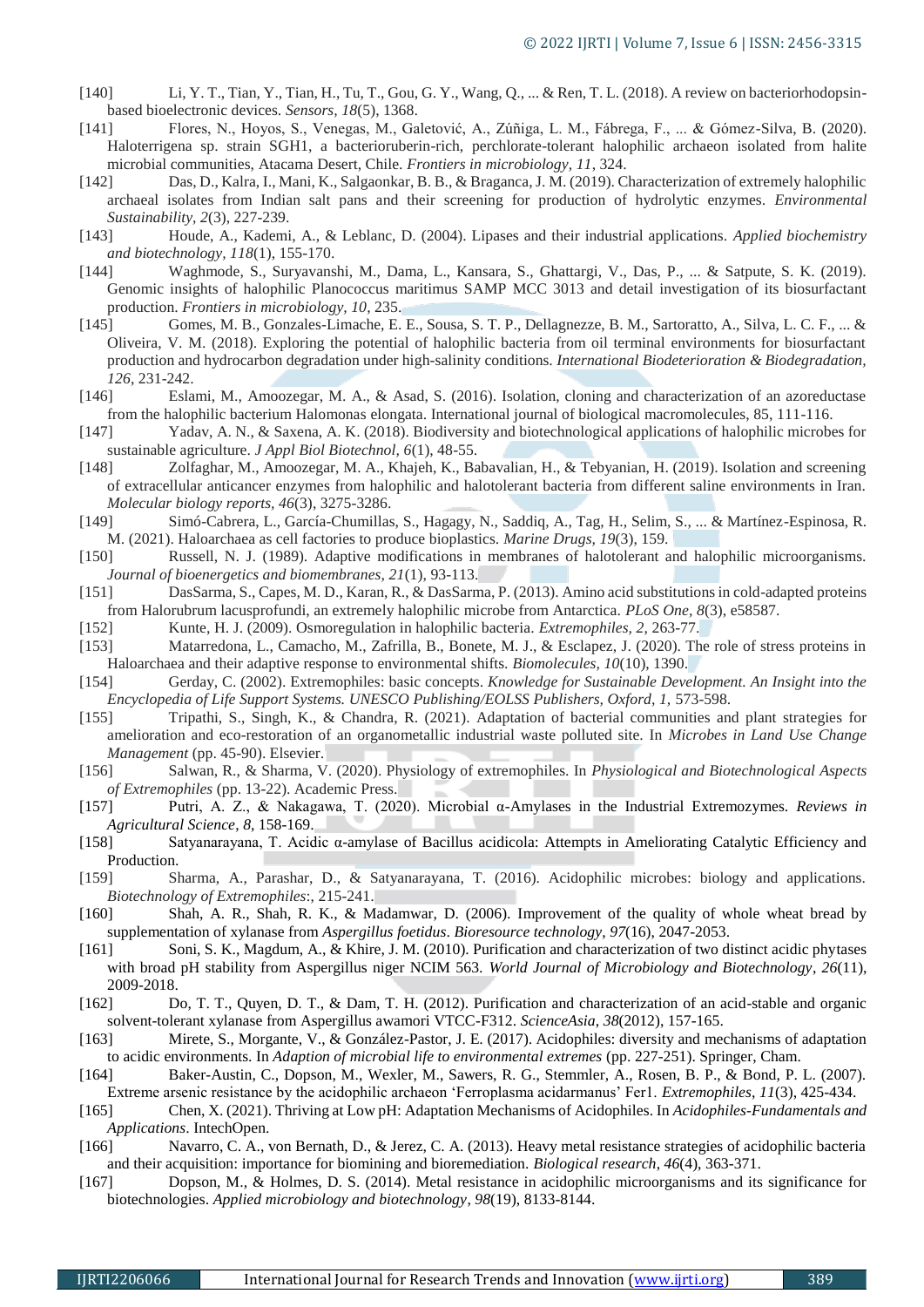[140] Li, Y. T., Tian, Y., Tian, H., Tu, T., Gou, G. Y., Wang, Q., ... & Ren, T. L. (2018). A review on bacteriorhodopsin-based bioelectronic devices. *Sensors*, *18*(5), 1368.

[141] Flores, N., Hoyos, S., Venegas, M., Galetović, A., Zúñiga, L. M., Fábrega, F., ... & Gómez-Silva, B. (2020). Haloterrigena sp. strain SGH1, a bacterioruberin-rich, perchlorate-tolerant halophilic archaeon isolated from halite microbial communities, Atacama Desert, Chile. *Frontiers in microbiology*, *11*, 324.

[142] Das, D., Kalra, I., Mani, K., Salgaonkar, B. B., & Braganca, J. M. (2019). Characterization of extremely halophilic archaeal isolates from Indian salt pans and their screening for production of hydrolytic enzymes. *Environmental Sustainability*, *2*(3), 227-239.

[143] Houde, A., Kademi, A., & Leblanc, D. (2004). Lipases and their industrial applications. *Applied biochemistry and biotechnology*, *118*(1), 155-170.

[144] Waghmode, S., Suryavanshi, M., Dama, L., Kansara, S., Ghattargi, V., Das, P., ... & Satpute, S. K. (2019). Genomic insights of halophilic Planococcus maritimus SAMP MCC 3013 and detail investigation of its biosurfactant production. *Frontiers in microbiology*, *10*, 235.

[145] Gomes, M. B., Gonzales-Limache, E. E., Sousa, S. T. P., Dellagnezze, B. M., Sartoratto, A., Silva, L. C. F., ... & Oliveira, V. M. (2018). Exploring the potential of halophilic bacteria from oil terminal environments for biosurfactant production and hydrocarbon degradation under high-salinity conditions. *International Biodeterioration & Biodegradation*, *126*, 231-242.

[146] Eslami, M., Amoozegar, M. A., & Asad, S. (2016). Isolation, cloning and characterization of an azoreductase from the halophilic bacterium Halomonas elongata. International journal of biological macromolecules, 85, 111-116.

[147] Yadav, A. N., & Saxena, A. K. (2018). Biodiversity and biotechnological applications of halophilic microbes for sustainable agriculture. *J Appl Biol Biotechnol*, *6*(1), 48-55.

[148] Zolfaghar, M., Amoozegar, M. A., Khajeh, K., Babavalian, H., & Tebyanian, H. (2019). Isolation and screening of extracellular anticancer enzymes from halophilic and halotolerant bacteria from different saline environments in Iran. *Molecular biology reports*, *46*(3), 3275-3286.

[149] Simó-Cabrera, L., García-Chumillas, S., Hagagy, N., Saddiq, A., Tag, H., Selim, S., ... & Martínez-Espinosa, R. M. (2021). Haloarchaea as cell factories to produce bioplastics. *Marine Drugs*, *19*(3), 159.

[150] Russell, N. J. (1989). Adaptive modifications in membranes of halotolerant and halophilic microorganisms. *Journal of bioenergetics and biomembranes*, *21*(1), 93-113.

[151] DasSarma, S., Capes, M. D., Karan, R., & DasSarma, P. (2013). Amino acid substitutions in cold-adapted proteins from Halorubrum lacusprofundi, an extremely halophilic microbe from Antarctica. *PLoS One*, *8*(3), e58587.

[152] Kunte, H. J. (2009). Osmoregulation in halophilic bacteria. *Extremophiles*, *2*, 263-77.

[153] Matarredona, L., Camacho, M., Zafrilla, B., Bonete, M. J., & Esclapez, J. (2020). The role of stress proteins in Haloarchaea and their adaptive response to environmental shifts. *Biomolecules*, *10*(10), 1390.

[154] Gerday, C. (2002). Extremophiles: basic concepts. *Knowledge for Sustainable Development. An Insight into the Encyclopedia of Life Support Systems. UNESCO Publishing/EOLSS Publishers, Oxford*, *1*, 573-598.

[155] Tripathi, S., Singh, K., & Chandra, R. (2021). Adaptation of bacterial communities and plant strategies for amelioration and eco-restoration of an organometallic industrial waste polluted site. In *Microbes in Land Use Change Management* (pp. 45-90). Elsevier.

[156] Salwan, R., & Sharma, V. (2020). Physiology of extremophiles. In *Physiological and Biotechnological Aspects of Extremophiles* (pp. 13-22). Academic Press.

[157] Putri, A. Z., & Nakagawa, T. (2020). Microbial α-Amylases in the Industrial Extremozymes. *Reviews in Agricultural Science*, *8*, 158-169.

[158] Satyanarayana, T. Acidic α-amylase of Bacillus acidicola: Attempts in Ameliorating Catalytic Efficiency and Production.

[159] Sharma, A., Parashar, D., & Satyanarayana, T. (2016). Acidophilic microbes: biology and applications. *Biotechnology of Extremophiles*:, 215-241.

[160] Shah, A. R., Shah, R. K., & Madamwar, D. (2006). Improvement of the quality of whole wheat bread by supplementation of xylanase from *Aspergillus foetidus*. *Bioresource technology*, *97*(16), 2047-2053.

[161] Soni, S. K., Magdum, A., & Khire, J. M. (2010). Purification and characterization of two distinct acidic phytases with broad pH stability from Aspergillus niger NCIM 563. *World Journal of Microbiology and Biotechnology*, *26*(11), 2009-2018.

[162] Do, T. T., Quyen, D. T., & Dam, T. H. (2012). Purification and characterization of an acid-stable and organic solvent-tolerant xylanase from Aspergillus awamori VTCC-F312. *ScienceAsia*, *38*(2012), 157-165.

[163] Mirete, S., Morgante, V., & González-Pastor, J. E. (2017). Acidophiles: diversity and mechanisms of adaptation to acidic environments. In *Adaption of microbial life to environmental extremes* (pp. 227-251). Springer, Cham.

[164] Baker-Austin, C., Dopson, M., Wexler, M., Sawers, R. G., Stemmler, A., Rosen, B. P., & Bond, P. L. (2007). Extreme arsenic resistance by the acidophilic archaeon 'Ferroplasma acidarmanus' Fer1. *Extremophiles*, *11*(3), 425-434.

[165] Chen, X. (2021). Thriving at Low pH: Adaptation Mechanisms of Acidophiles. In *Acidophiles-Fundamentals and Applications*. IntechOpen.

[166] Navarro, C. A., von Bernath, D., & Jerez, C. A. (2013). Heavy metal resistance strategies of acidophilic bacteria and their acquisition: importance for biomining and bioremediation. *Biological research*, *46*(4), 363-371.

[167] Dopson, M., & Holmes, D. S. (2014). Metal resistance in acidophilic microorganisms and its significance for biotechnologies. *Applied microbiology and biotechnology*, *98*(19), 8133-8144.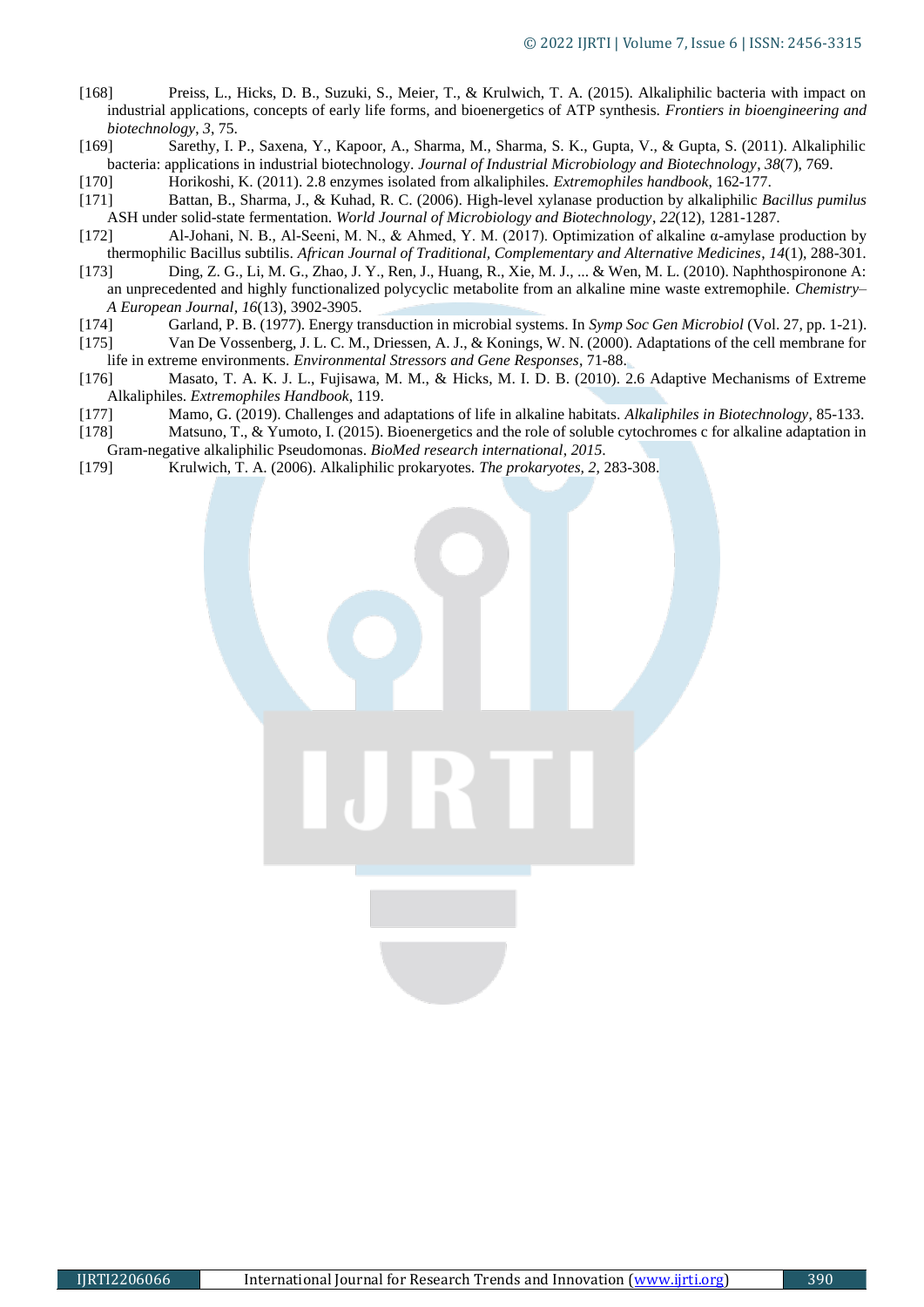[168] Preiss, L., Hicks, D. B., Suzuki, S., Meier, T., & Krulwich, T. A. (2015). Alkaliphilic bacteria with impact on industrial applications, concepts of early life forms, and bioenergetics of ATP synthesis. *Frontiers in bioengineering and biotechnology*, *3*, 75.

[169] Sarethy, I. P., Saxena, Y., Kapoor, A., Sharma, M., Sharma, S. K., Gupta, V., & Gupta, S. (2011). Alkaliphilic bacteria: applications in industrial biotechnology. *Journal of Industrial Microbiology and Biotechnology*, *38*(7), 769.

[170] Horikoshi, K. (2011). 2.8 enzymes isolated from alkaliphiles. *Extremophiles handbook*, 162-177.

[171] Battan, B., Sharma, J., & Kuhad, R. C. (2006). High-level xylanase production by alkaliphilic *Bacillus pumilus* ASH under solid-state fermentation. *World Journal of Microbiology and Biotechnology*, *22*(12), 1281-1287.

[172] Al-Johani, N. B., Al-Seeni, M. N., & Ahmed, Y. M. (2017). Optimization of alkaline α-amylase production by thermophilic Bacillus subtilis. *African Journal of Traditional, Complementary and Alternative Medicines*, *14*(1), 288-301.

[173] Ding, Z. G., Li, M. G., Zhao, J. Y., Ren, J., Huang, R., Xie, M. J., ... & Wen, M. L. (2010). Naphthospironone A: an unprecedented and highly functionalized polycyclic metabolite from an alkaline mine waste extremophile. *Chemistry–A European Journal*, *16*(13), 3902-3905.

[174] Garland, P. B. (1977). Energy transduction in microbial systems. In *Symp Soc Gen Microbiol* (Vol. 27, pp. 1-21).

[175] Van De Vossenberg, J. L. C. M., Driessen, A. J., & Konings, W. N. (2000). Adaptations of the cell membrane for life in extreme environments. *Environmental Stressors and Gene Responses*, 71-88.

[176] Masato, T. A. K. J. L., Fujisawa, M. M., & Hicks, M. I. D. B. (2010). 2.6 Adaptive Mechanisms of Extreme Alkaliphiles. *Extremophiles Handbook*, 119.

[177] Mamo, G. (2019). Challenges and adaptations of life in alkaline habitats. *Alkaliphiles in Biotechnology*, 85-133.

[178] Matsuno, T., & Yumoto, I. (2015). Bioenergetics and the role of soluble cytochromes c for alkaline adaptation in Gram-negative alkaliphilic Pseudomonas. *BioMed research international*, *2015*.

[179] Krulwich, T. A. (2006). Alkaliphilic prokaryotes. *The prokaryotes*, *2*, 283-308.